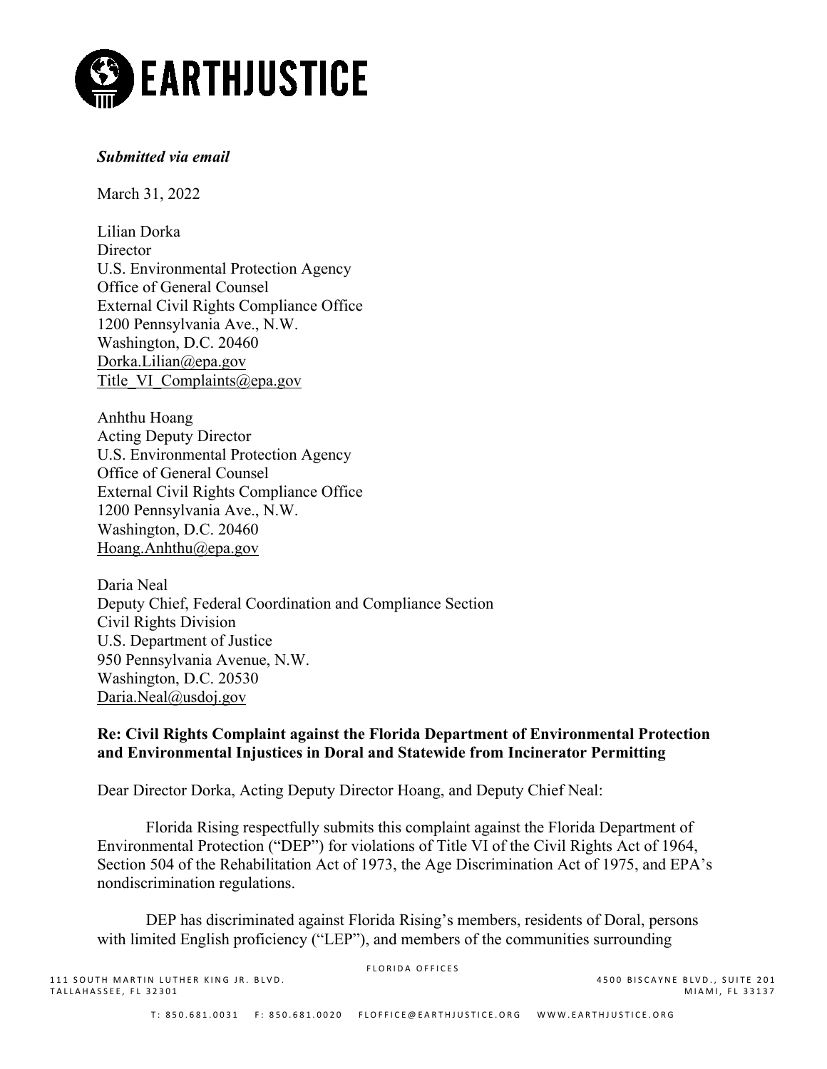# EARTHJUSTICE

***Submitted via email***

March 31, 2022

Lilian Dorka
Director
U.S. Environmental Protection Agency
Office of General Counsel
External Civil Rights Compliance Office
1200 Pennsylvania Ave., N.W.
Washington, D.C. 20460
Dorka.Lilian@epa.gov
Title_VI_Complaints@epa.gov

Anhthu Hoang
Acting Deputy Director
U.S. Environmental Protection Agency
Office of General Counsel
External Civil Rights Compliance Office
1200 Pennsylvania Ave., N.W.
Washington, D.C. 20460
Hoang.Anhthu@epa.gov

Daria Neal
Deputy Chief, Federal Coordination and Compliance Section
Civil Rights Division
U.S. Department of Justice
950 Pennsylvania Avenue, N.W.
Washington, D.C. 20530
Daria.Neal@usdoj.gov

**Re: Civil Rights Complaint against the Florida Department of Environmental Protection and Environmental Injustices in Doral and Statewide from Incinerator Permitting**

Dear Director Dorka, Acting Deputy Director Hoang, and Deputy Chief Neal:

Florida Rising respectfully submits this complaint against the Florida Department of Environmental Protection ("DEP") for violations of Title VI of the Civil Rights Act of 1964, Section 504 of the Rehabilitation Act of 1973, the Age Discrimination Act of 1975, and EPA's nondiscrimination regulations.

DEP has discriminated against Florida Rising's members, residents of Doral, persons with limited English proficiency ("LEP"), and members of the communities surrounding

FLORIDA OFFICES
111 SOUTH MARTIN LUTHER KING JR. BLVD.
TALLAHASSEE, FL 32301
4500 BISCAYNE BLVD., SUITE 201
MIAMI, FL 33137
T: 850.681.0031 F: 850.681.0020 FLOFFICE@EARTHJUSTICE.ORG WWW.EARTHJUSTICE.ORG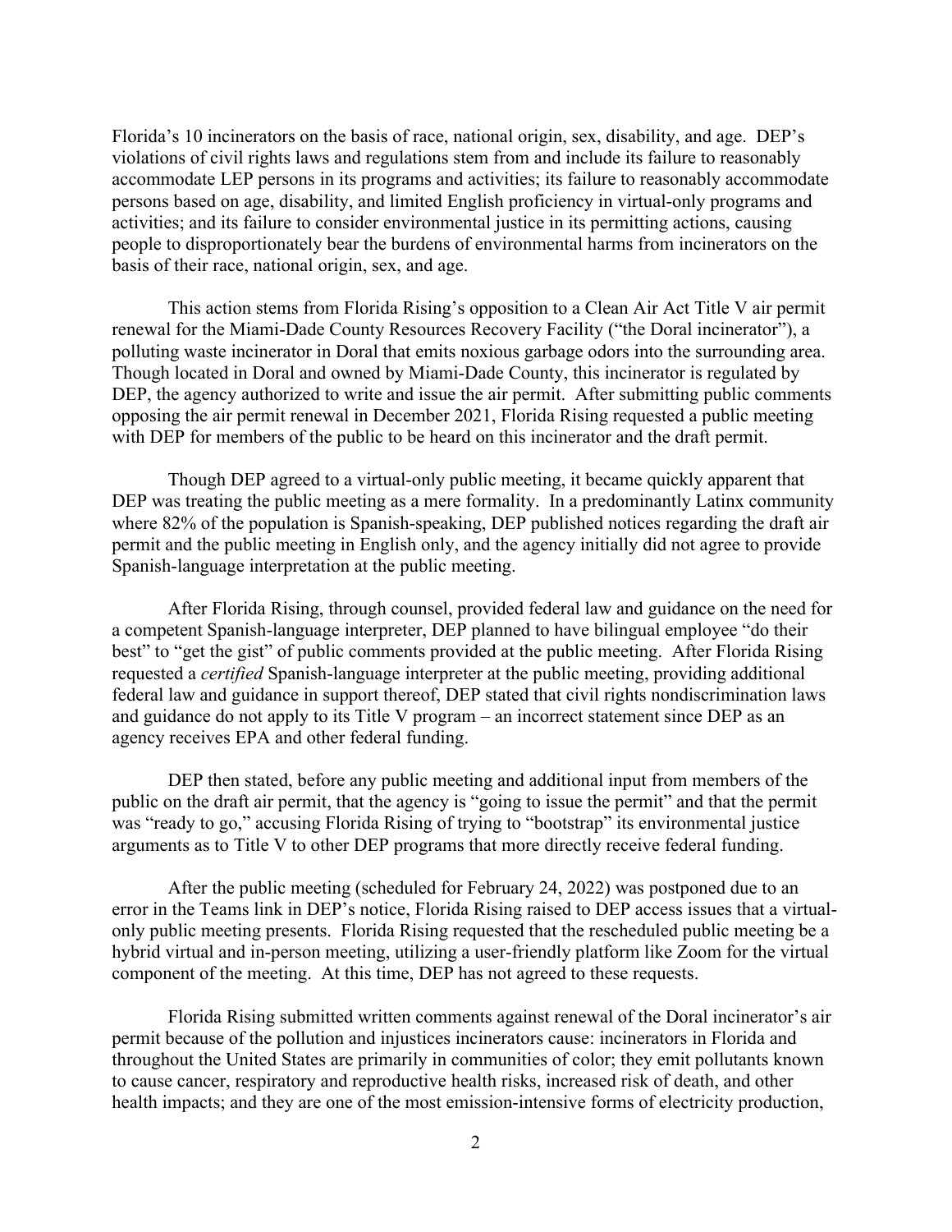Florida's 10 incinerators on the basis of race, national origin, sex, disability, and age. DEP's violations of civil rights laws and regulations stem from and include its failure to reasonably accommodate LEP persons in its programs and activities; its failure to reasonably accommodate persons based on age, disability, and limited English proficiency in virtual-only programs and activities; and its failure to consider environmental justice in its permitting actions, causing people to disproportionately bear the burdens of environmental harms from incinerators on the basis of their race, national origin, sex, and age.

This action stems from Florida Rising's opposition to a Clean Air Act Title V air permit renewal for the Miami-Dade County Resources Recovery Facility ("the Doral incinerator"), a polluting waste incinerator in Doral that emits noxious garbage odors into the surrounding area. Though located in Doral and owned by Miami-Dade County, this incinerator is regulated by DEP, the agency authorized to write and issue the air permit. After submitting public comments opposing the air permit renewal in December 2021, Florida Rising requested a public meeting with DEP for members of the public to be heard on this incinerator and the draft permit.

Though DEP agreed to a virtual-only public meeting, it became quickly apparent that DEP was treating the public meeting as a mere formality. In a predominantly Latinx community where 82% of the population is Spanish-speaking, DEP published notices regarding the draft air permit and the public meeting in English only, and the agency initially did not agree to provide Spanish-language interpretation at the public meeting.

After Florida Rising, through counsel, provided federal law and guidance on the need for a competent Spanish-language interpreter, DEP planned to have bilingual employee "do their best" to "get the gist" of public comments provided at the public meeting. After Florida Rising requested a *certified* Spanish-language interpreter at the public meeting, providing additional federal law and guidance in support thereof, DEP stated that civil rights nondiscrimination laws and guidance do not apply to its Title V program – an incorrect statement since DEP as an agency receives EPA and other federal funding.

DEP then stated, before any public meeting and additional input from members of the public on the draft air permit, that the agency is "going to issue the permit" and that the permit was "ready to go," accusing Florida Rising of trying to "bootstrap" its environmental justice arguments as to Title V to other DEP programs that more directly receive federal funding.

After the public meeting (scheduled for February 24, 2022) was postponed due to an error in the Teams link in DEP's notice, Florida Rising raised to DEP access issues that a virtual-only public meeting presents. Florida Rising requested that the rescheduled public meeting be a hybrid virtual and in-person meeting, utilizing a user-friendly platform like Zoom for the virtual component of the meeting. At this time, DEP has not agreed to these requests.

Florida Rising submitted written comments against renewal of the Doral incinerator's air permit because of the pollution and injustices incinerators cause: incinerators in Florida and throughout the United States are primarily in communities of color; they emit pollutants known to cause cancer, respiratory and reproductive health risks, increased risk of death, and other health impacts; and they are one of the most emission-intensive forms of electricity production,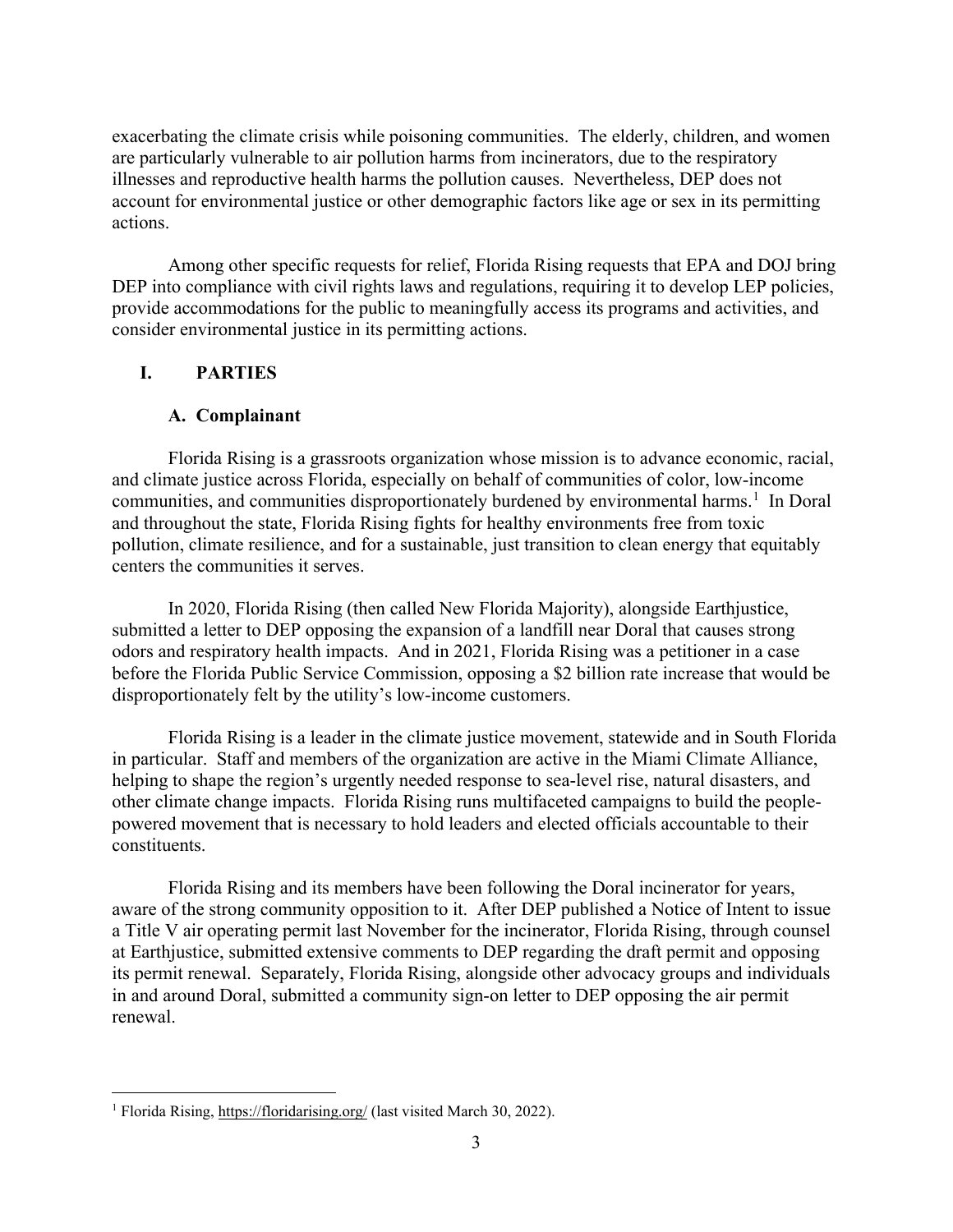exacerbating the climate crisis while poisoning communities. The elderly, children, and women are particularly vulnerable to air pollution harms from incinerators, due to the respiratory illnesses and reproductive health harms the pollution causes. Nevertheless, DEP does not account for environmental justice or other demographic factors like age or sex in its permitting actions.

Among other specific requests for relief, Florida Rising requests that EPA and DOJ bring DEP into compliance with civil rights laws and regulations, requiring it to develop LEP policies, provide accommodations for the public to meaningfully access its programs and activities, and consider environmental justice in its permitting actions.

## I. PARTIES

### A. Complainant

Florida Rising is a grassroots organization whose mission is to advance economic, racial, and climate justice across Florida, especially on behalf of communities of color, low-income communities, and communities disproportionately burdened by environmental harms.[1] In Doral and throughout the state, Florida Rising fights for healthy environments free from toxic pollution, climate resilience, and for a sustainable, just transition to clean energy that equitably centers the communities it serves.

In 2020, Florida Rising (then called New Florida Majority), alongside Earthjustice, submitted a letter to DEP opposing the expansion of a landfill near Doral that causes strong odors and respiratory health impacts. And in 2021, Florida Rising was a petitioner in a case before the Florida Public Service Commission, opposing a $2 billion rate increase that would be disproportionately felt by the utility's low-income customers.

Florida Rising is a leader in the climate justice movement, statewide and in South Florida in particular. Staff and members of the organization are active in the Miami Climate Alliance, helping to shape the region's urgently needed response to sea-level rise, natural disasters, and other climate change impacts. Florida Rising runs multifaceted campaigns to build the people-powered movement that is necessary to hold leaders and elected officials accountable to their constituents.

Florida Rising and its members have been following the Doral incinerator for years, aware of the strong community opposition to it. After DEP published a Notice of Intent to issue a Title V air operating permit last November for the incinerator, Florida Rising, through counsel at Earthjustice, submitted extensive comments to DEP regarding the draft permit and opposing its permit renewal. Separately, Florida Rising, alongside other advocacy groups and individuals in and around Doral, submitted a community sign-on letter to DEP opposing the air permit renewal.

---

[1] Florida Rising, https://floridarising.org/ (last visited March 30, 2022).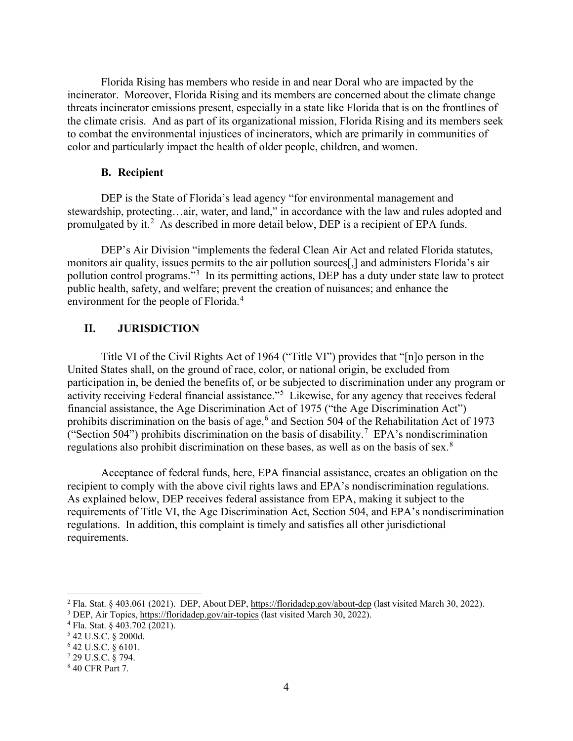Florida Rising has members who reside in and near Doral who are impacted by the incinerator. Moreover, Florida Rising and its members are concerned about the climate change threats incinerator emissions present, especially in a state like Florida that is on the frontlines of the climate crisis. And as part of its organizational mission, Florida Rising and its members seek to combat the environmental injustices of incinerators, which are primarily in communities of color and particularly impact the health of older people, children, and women.

### B. Recipient

DEP is the State of Florida's lead agency "for environmental management and stewardship, protecting…air, water, and land," in accordance with the law and rules adopted and promulgated by it.[2] As described in more detail below, DEP is a recipient of EPA funds.

DEP's Air Division "implements the federal Clean Air Act and related Florida statutes, monitors air quality, issues permits to the air pollution sources[,] and administers Florida's air pollution control programs."[3] In its permitting actions, DEP has a duty under state law to protect public health, safety, and welfare; prevent the creation of nuisances; and enhance the environment for the people of Florida.[4]

## II. JURISDICTION

Title VI of the Civil Rights Act of 1964 ("Title VI") provides that "[n]o person in the United States shall, on the ground of race, color, or national origin, be excluded from participation in, be denied the benefits of, or be subjected to discrimination under any program or activity receiving Federal financial assistance."[5] Likewise, for any agency that receives federal financial assistance, the Age Discrimination Act of 1975 ("the Age Discrimination Act") prohibits discrimination on the basis of age,[6] and Section 504 of the Rehabilitation Act of 1973 ("Section 504") prohibits discrimination on the basis of disability.[7] EPA's nondiscrimination regulations also prohibit discrimination on these bases, as well as on the basis of sex.[8]

Acceptance of federal funds, here, EPA financial assistance, creates an obligation on the recipient to comply with the above civil rights laws and EPA's nondiscrimination regulations. As explained below, DEP receives federal assistance from EPA, making it subject to the requirements of Title VI, the Age Discrimination Act, Section 504, and EPA's nondiscrimination regulations. In addition, this complaint is timely and satisfies all other jurisdictional requirements.

---

[2] Fla. Stat. § 403.061 (2021). DEP, About DEP, https://floridadep.gov/about-dep (last visited March 30, 2022).

[3] DEP, Air Topics, https://floridadep.gov/air-topics (last visited March 30, 2022).

[4] Fla. Stat. § 403.702 (2021).

[5] 42 U.S.C. § 2000d.

[6] 42 U.S.C. § 6101.

[7] 29 U.S.C. § 794.

[8] 40 CFR Part 7.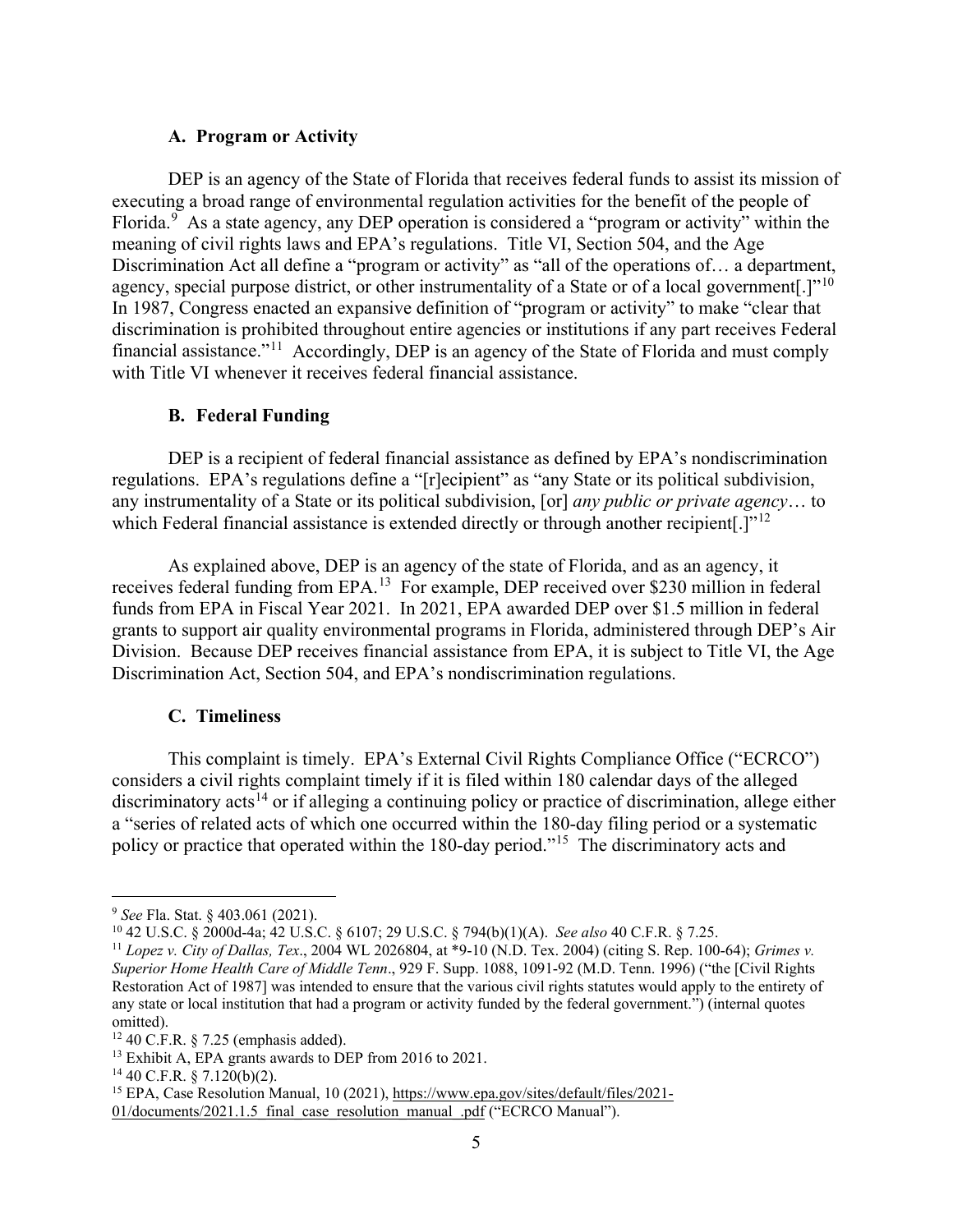### A. Program or Activity

DEP is an agency of the State of Florida that receives federal funds to assist its mission of executing a broad range of environmental regulation activities for the benefit of the people of Florida.[9] As a state agency, any DEP operation is considered a "program or activity" within the meaning of civil rights laws and EPA's regulations. Title VI, Section 504, and the Age Discrimination Act all define a "program or activity" as "all of the operations of… a department, agency, special purpose district, or other instrumentality of a State or of a local government[.]"[10] In 1987, Congress enacted an expansive definition of "program or activity" to make "clear that discrimination is prohibited throughout entire agencies or institutions if any part receives Federal financial assistance."[11] Accordingly, DEP is an agency of the State of Florida and must comply with Title VI whenever it receives federal financial assistance.

### B. Federal Funding

DEP is a recipient of federal financial assistance as defined by EPA's nondiscrimination regulations. EPA's regulations define a "[r]ecipient" as "any State or its political subdivision, any instrumentality of a State or its political subdivision, [or] *any public or private agency*… to which Federal financial assistance is extended directly or through another recipient[.]"[12]

As explained above, DEP is an agency of the state of Florida, and as an agency, it receives federal funding from EPA.[13] For example, DEP received over $230 million in federal funds from EPA in Fiscal Year 2021. In 2021, EPA awarded DEP over $1.5 million in federal grants to support air quality environmental programs in Florida, administered through DEP's Air Division. Because DEP receives financial assistance from EPA, it is subject to Title VI, the Age Discrimination Act, Section 504, and EPA's nondiscrimination regulations.

### C. Timeliness

This complaint is timely. EPA's External Civil Rights Compliance Office ("ECRCO") considers a civil rights complaint timely if it is filed within 180 calendar days of the alleged discriminatory acts[14] or if alleging a continuing policy or practice of discrimination, allege either a "series of related acts of which one occurred within the 180-day filing period or a systematic policy or practice that operated within the 180-day period."[15] The discriminatory acts and

---

[9] *See* Fla. Stat. § 403.061 (2021).

[10] 42 U.S.C. § 2000d-4a; 42 U.S.C. § 6107; 29 U.S.C. § 794(b)(1)(A). *See also* 40 C.F.R. § 7.25.

[11] *Lopez v. City of Dallas, Tex*., 2004 WL 2026804, at *9-10 (N.D. Tex. 2004) (citing S. Rep. 100-64); *Grimes v. Superior Home Health Care of Middle Tenn*., 929 F. Supp. 1088, 1091-92 (M.D. Tenn. 1996) ("the [Civil Rights Restoration Act of 1987] was intended to ensure that the various civil rights statutes would apply to the entirety of any state or local institution that had a program or activity funded by the federal government.") (internal quotes omitted).

[12] 40 C.F.R. § 7.25 (emphasis added).

[13] Exhibit A, EPA grants awards to DEP from 2016 to 2021.

[14] 40 C.F.R. § 7.120(b)(2).

[15] EPA, Case Resolution Manual, 10 (2021), https://www.epa.gov/sites/default/files/2021-01/documents/2021.1.5_final_case_resolution_manual_.pdf ("ECRCO Manual").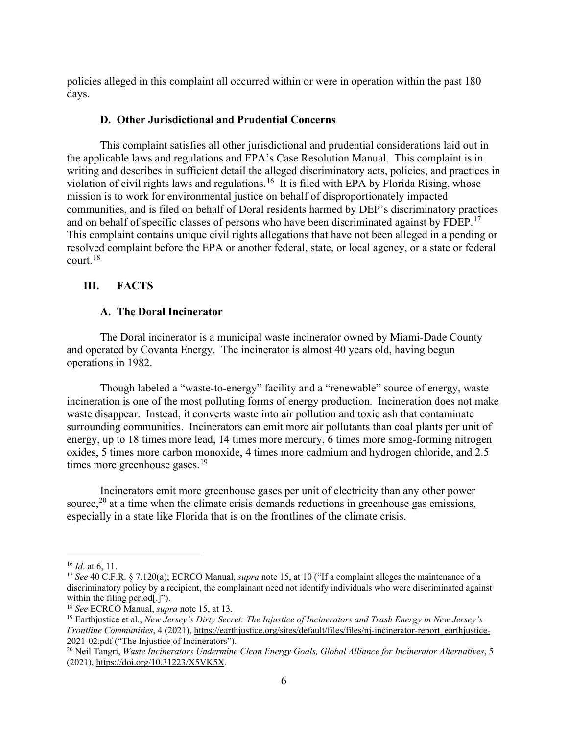policies alleged in this complaint all occurred within or were in operation within the past 180 days.

### D. Other Jurisdictional and Prudential Concerns

This complaint satisfies all other jurisdictional and prudential considerations laid out in the applicable laws and regulations and EPA's Case Resolution Manual. This complaint is in writing and describes in sufficient detail the alleged discriminatory acts, policies, and practices in violation of civil rights laws and regulations.[16] It is filed with EPA by Florida Rising, whose mission is to work for environmental justice on behalf of disproportionately impacted communities, and is filed on behalf of Doral residents harmed by DEP's discriminatory practices and on behalf of specific classes of persons who have been discriminated against by FDEP.[17] This complaint contains unique civil rights allegations that have not been alleged in a pending or resolved complaint before the EPA or another federal, state, or local agency, or a state or federal court.[18]

## III. FACTS

### A. The Doral Incinerator

The Doral incinerator is a municipal waste incinerator owned by Miami-Dade County and operated by Covanta Energy. The incinerator is almost 40 years old, having begun operations in 1982.

Though labeled a "waste-to-energy" facility and a "renewable" source of energy, waste incineration is one of the most polluting forms of energy production. Incineration does not make waste disappear. Instead, it converts waste into air pollution and toxic ash that contaminate surrounding communities. Incinerators can emit more air pollutants than coal plants per unit of energy, up to 18 times more lead, 14 times more mercury, 6 times more smog-forming nitrogen oxides, 5 times more carbon monoxide, 4 times more cadmium and hydrogen chloride, and 2.5 times more greenhouse gases.[19]

Incinerators emit more greenhouse gases per unit of electricity than any other power source,[20] at a time when the climate crisis demands reductions in greenhouse gas emissions, especially in a state like Florida that is on the frontlines of the climate crisis.

---

[16] *Id*. at 6, 11.

[17] *See* 40 C.F.R. § 7.120(a); ECRCO Manual, *supra* note 15, at 10 ("If a complaint alleges the maintenance of a discriminatory policy by a recipient, the complainant need not identify individuals who were discriminated against within the filing period[.]").

[18] *See* ECRCO Manual, *supra* note 15, at 13.

[19] Earthjustice et al., *New Jersey's Dirty Secret: The Injustice of Incinerators and Trash Energy in New Jersey's Frontline Communities*, 4 (2021), https://earthjustice.org/sites/default/files/files/nj-incinerator-report_earthjustice-2021-02.pdf ("The Injustice of Incinerators").

[20] Neil Tangri, *Waste Incinerators Undermine Clean Energy Goals, Global Alliance for Incinerator Alternatives*, 5 (2021), https://doi.org/10.31223/X5VK5X.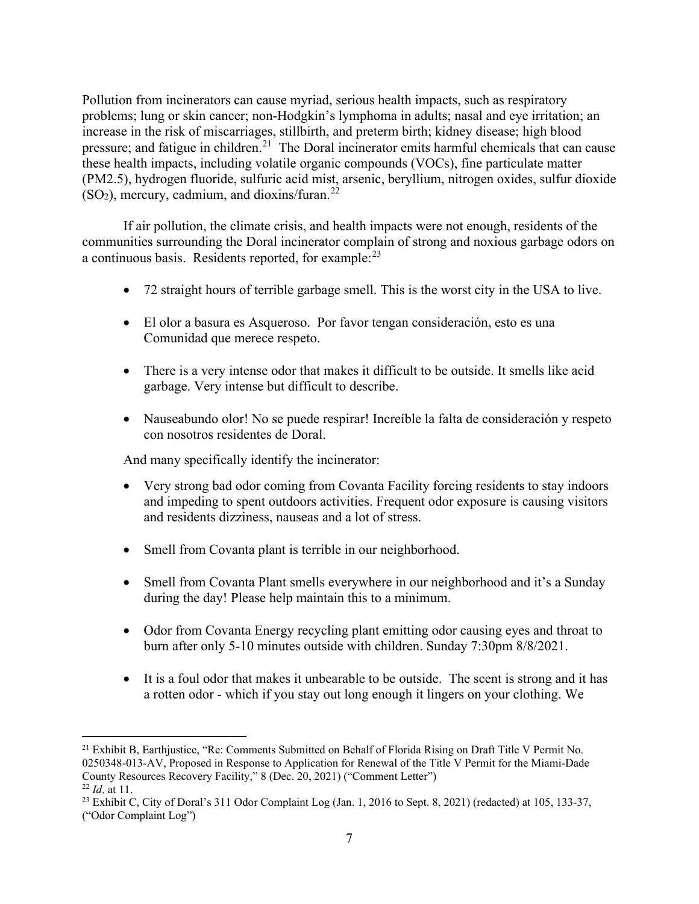Pollution from incinerators can cause myriad, serious health impacts, such as respiratory problems; lung or skin cancer; non-Hodgkin's lymphoma in adults; nasal and eye irritation; an increase in the risk of miscarriages, stillbirth, and preterm birth; kidney disease; high blood pressure; and fatigue in children.[21] The Doral incinerator emits harmful chemicals that can cause these health impacts, including volatile organic compounds (VOCs), fine particulate matter (PM2.5), hydrogen fluoride, sulfuric acid mist, arsenic, beryllium, nitrogen oxides, sulfur dioxide ($SO_2$), mercury, cadmium, and dioxins/furan.[22]

If air pollution, the climate crisis, and health impacts were not enough, residents of the communities surrounding the Doral incinerator complain of strong and noxious garbage odors on a continuous basis. Residents reported, for example:[23]

- 72 straight hours of terrible garbage smell. This is the worst city in the USA to live.
- El olor a basura es Asqueroso. Por favor tengan consideración, esto es una Comunidad que merece respeto.
- There is a very intense odor that makes it difficult to be outside. It smells like acid garbage. Very intense but difficult to describe.
- Nauseabundo olor! No se puede respirar! Increíble la falta de consideración y respeto con nosotros residentes de Doral.

And many specifically identify the incinerator:

- Very strong bad odor coming from Covanta Facility forcing residents to stay indoors and impeding to spent outdoors activities. Frequent odor exposure is causing visitors and residents dizziness, nauseas and a lot of stress.
- Smell from Covanta plant is terrible in our neighborhood.
- Smell from Covanta Plant smells everywhere in our neighborhood and it's a Sunday during the day! Please help maintain this to a minimum.
- Odor from Covanta Energy recycling plant emitting odor causing eyes and throat to burn after only 5-10 minutes outside with children. Sunday 7:30pm 8/8/2021.
- It is a foul odor that makes it unbearable to be outside. The scent is strong and it has a rotten odor - which if you stay out long enough it lingers on your clothing. We

---

[21] Exhibit B, Earthjustice, "Re: Comments Submitted on Behalf of Florida Rising on Draft Title V Permit No. 0250348-013-AV, Proposed in Response to Application for Renewal of the Title V Permit for the Miami-Dade County Resources Recovery Facility," 8 (Dec. 20, 2021) ("Comment Letter")

[22] *Id*. at 11.

[23] Exhibit C, City of Doral's 311 Odor Complaint Log (Jan. 1, 2016 to Sept. 8, 2021) (redacted) at 105, 133-37, ("Odor Complaint Log")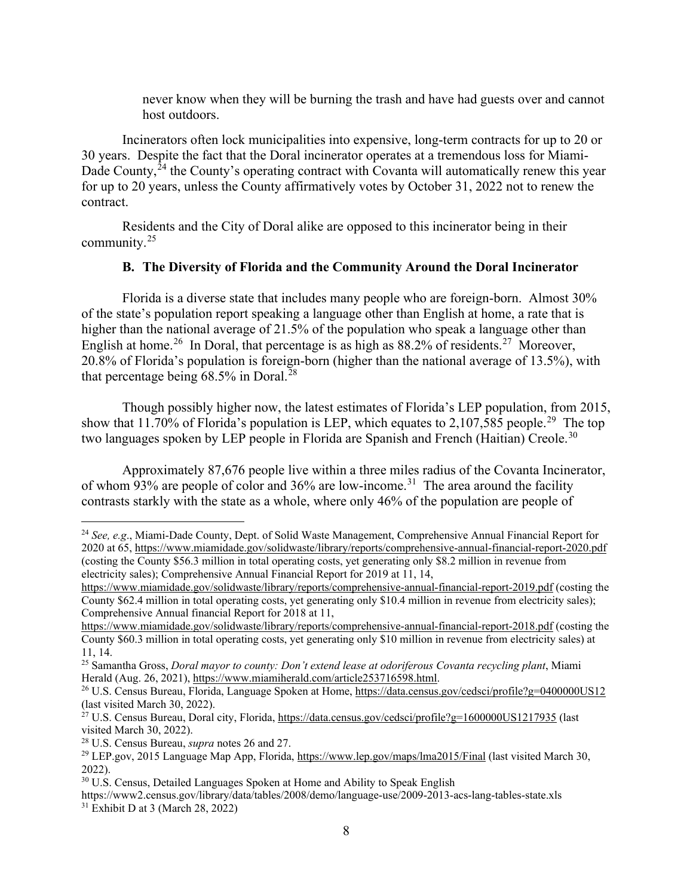never know when they will be burning the trash and have had guests over and cannot host outdoors.

Incinerators often lock municipalities into expensive, long-term contracts for up to 20 or 30 years. Despite the fact that the Doral incinerator operates at a tremendous loss for Miami-Dade County,[24] the County's operating contract with Covanta will automatically renew this year for up to 20 years, unless the County affirmatively votes by October 31, 2022 not to renew the contract.

Residents and the City of Doral alike are opposed to this incinerator being in their community.[25]

### B. The Diversity of Florida and the Community Around the Doral Incinerator

Florida is a diverse state that includes many people who are foreign-born. Almost 30% of the state's population report speaking a language other than English at home, a rate that is higher than the national average of 21.5% of the population who speak a language other than English at home.[26] In Doral, that percentage is as high as 88.2% of residents.[27] Moreover, 20.8% of Florida's population is foreign-born (higher than the national average of 13.5%), with that percentage being 68.5% in Doral.[28]

Though possibly higher now, the latest estimates of Florida's LEP population, from 2015, show that 11.70% of Florida's population is LEP, which equates to 2,107,585 people.[29] The top two languages spoken by LEP people in Florida are Spanish and French (Haitian) Creole.[30]

Approximately 87,676 people live within a three miles radius of the Covanta Incinerator, of whom 93% are people of color and 36% are low-income.[31] The area around the facility contrasts starkly with the state as a whole, where only 46% of the population are people of

---

[24] *See, e.g*., Miami-Dade County, Dept. of Solid Waste Management, Comprehensive Annual Financial Report for 2020 at 65, https://www.miamidade.gov/solidwaste/library/reports/comprehensive-annual-financial-report-2020.pdf (costing the County $56.3 million in total operating costs, yet generating only $8.2 million in revenue from electricity sales); Comprehensive Annual Financial Report for 2019 at 11, 14, https://www.miamidade.gov/solidwaste/library/reports/comprehensive-annual-financial-report-2019.pdf (costing the County $62.4 million in total operating costs, yet generating only $10.4 million in revenue from electricity sales); Comprehensive Annual financial Report for 2018 at 11, https://www.miamidade.gov/solidwaste/library/reports/comprehensive-annual-financial-report-2018.pdf (costing the County $60.3 million in total operating costs, yet generating only $10 million in revenue from electricity sales) at 11, 14.

[25] Samantha Gross, *Doral mayor to county: Don't extend lease at odoriferous Covanta recycling plant*, Miami Herald (Aug. 26, 2021), https://www.miamiherald.com/article253716598.html.

[26] U.S. Census Bureau, Florida, Language Spoken at Home, https://data.census.gov/cedsci/profile?g=0400000US12 (last visited March 30, 2022).

[27] U.S. Census Bureau, Doral city, Florida, https://data.census.gov/cedsci/profile?g=1600000US1217935 (last visited March 30, 2022).

[28] U.S. Census Bureau, *supra* notes 26 and 27.

[29] LEP.gov, 2015 Language Map App, Florida, https://www.lep.gov/maps/lma2015/Final (last visited March 30, 2022).

[30] U.S. Census, Detailed Languages Spoken at Home and Ability to Speak English https://www2.census.gov/library/data/tables/2008/demo/language-use/2009-2013-acs-lang-tables-state.xls

[31] Exhibit D at 3 (March 28, 2022)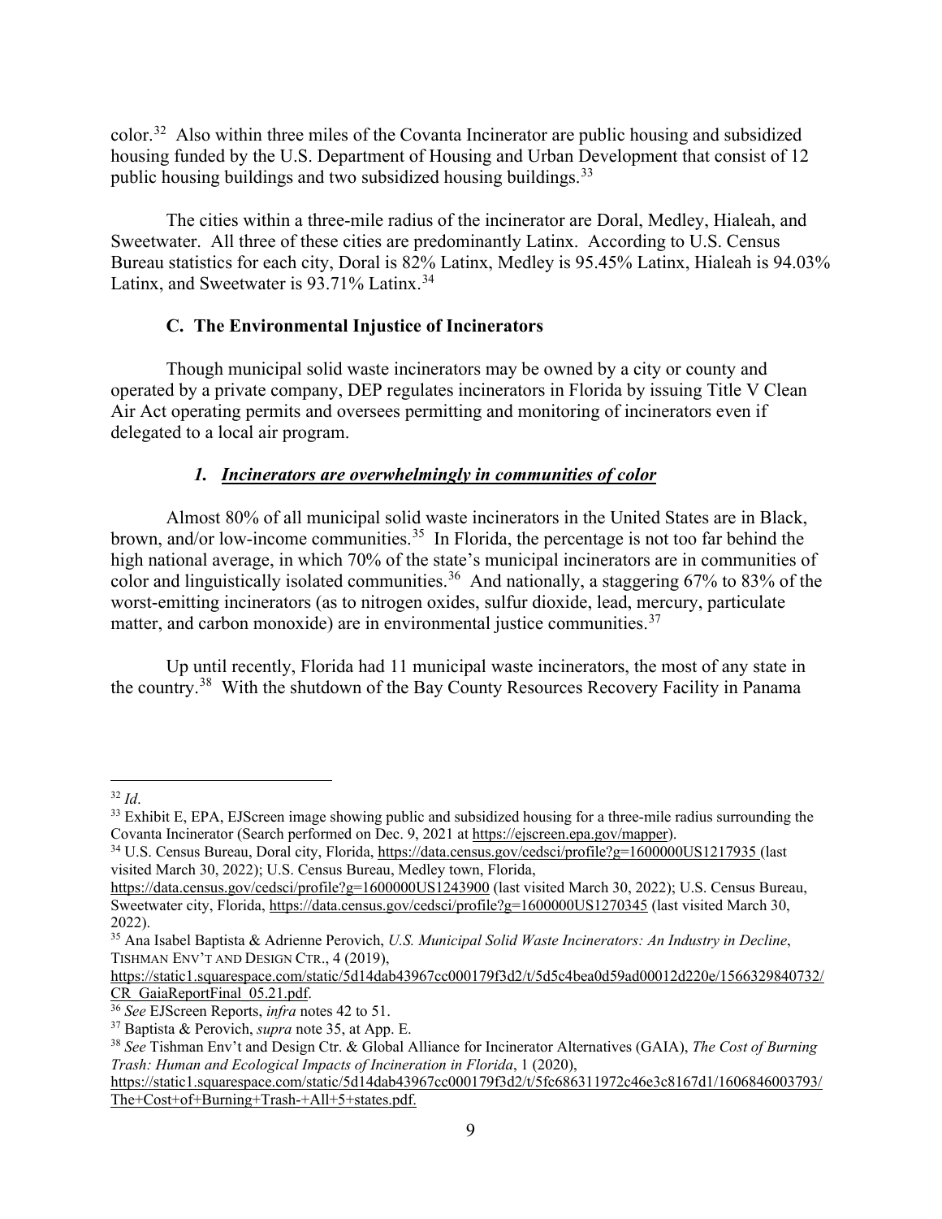color.[32] Also within three miles of the Covanta Incinerator are public housing and subsidized housing funded by the U.S. Department of Housing and Urban Development that consist of 12 public housing buildings and two subsidized housing buildings.[33]

The cities within a three-mile radius of the incinerator are Doral, Medley, Hialeah, and Sweetwater. All three of these cities are predominantly Latinx. According to U.S. Census Bureau statistics for each city, Doral is 82% Latinx, Medley is 95.45% Latinx, Hialeah is 94.03% Latinx, and Sweetwater is 93.71% Latinx.[34]

### C. The Environmental Injustice of Incinerators

Though municipal solid waste incinerators may be owned by a city or county and operated by a private company, DEP regulates incinerators in Florida by issuing Title V Clean Air Act operating permits and oversees permitting and monitoring of incinerators even if delegated to a local air program.

#### *1. Incinerators are overwhelmingly in communities of color*

Almost 80% of all municipal solid waste incinerators in the United States are in Black, brown, and/or low-income communities.[35] In Florida, the percentage is not too far behind the high national average, in which 70% of the state's municipal incinerators are in communities of color and linguistically isolated communities.[36] And nationally, a staggering 67% to 83% of the worst-emitting incinerators (as to nitrogen oxides, sulfur dioxide, lead, mercury, particulate matter, and carbon monoxide) are in environmental justice communities.[37]

Up until recently, Florida had 11 municipal waste incinerators, the most of any state in the country.[38] With the shutdown of the Bay County Resources Recovery Facility in Panama

---

[32] *Id*.

[33] Exhibit E, EPA, EJScreen image showing public and subsidized housing for a three-mile radius surrounding the Covanta Incinerator (Search performed on Dec. 9, 2021 at https://ejscreen.epa.gov/mapper).

[34] U.S. Census Bureau, Doral city, Florida, https://data.census.gov/cedsci/profile?g=1600000US1217935 (last visited March 30, 2022); U.S. Census Bureau, Medley town, Florida, https://data.census.gov/cedsci/profile?g=1600000US1243900 (last visited March 30, 2022); U.S. Census Bureau, Sweetwater city, Florida, https://data.census.gov/cedsci/profile?g=1600000US1270345 (last visited March 30, 2022).

[35] Ana Isabel Baptista & Adrienne Perovich, *U.S. Municipal Solid Waste Incinerators: An Industry in Decline*, TISHMAN ENV'T AND DESIGN CTR., 4 (2019), https://static1.squarespace.com/static/5d14dab43967cc000179f3d2/t/5d5c4bea0d59ad00012d220e/1566329840732/CR_GaiaReportFinal_05.21.pdf.

[36] *See* EJScreen Reports, *infra* notes 42 to 51.

[37] Baptista & Perovich, *supra* note 35, at App. E.

[38] *See* Tishman Env't and Design Ctr. & Global Alliance for Incinerator Alternatives (GAIA), *The Cost of Burning Trash: Human and Ecological Impacts of Incineration in Florida*, 1 (2020), https://static1.squarespace.com/static/5d14dab43967cc000179f3d2/t/5fc686311972c46e3c8167d1/1606846003793/The+Cost+of+Burning+Trash-+All+5+states.pdf.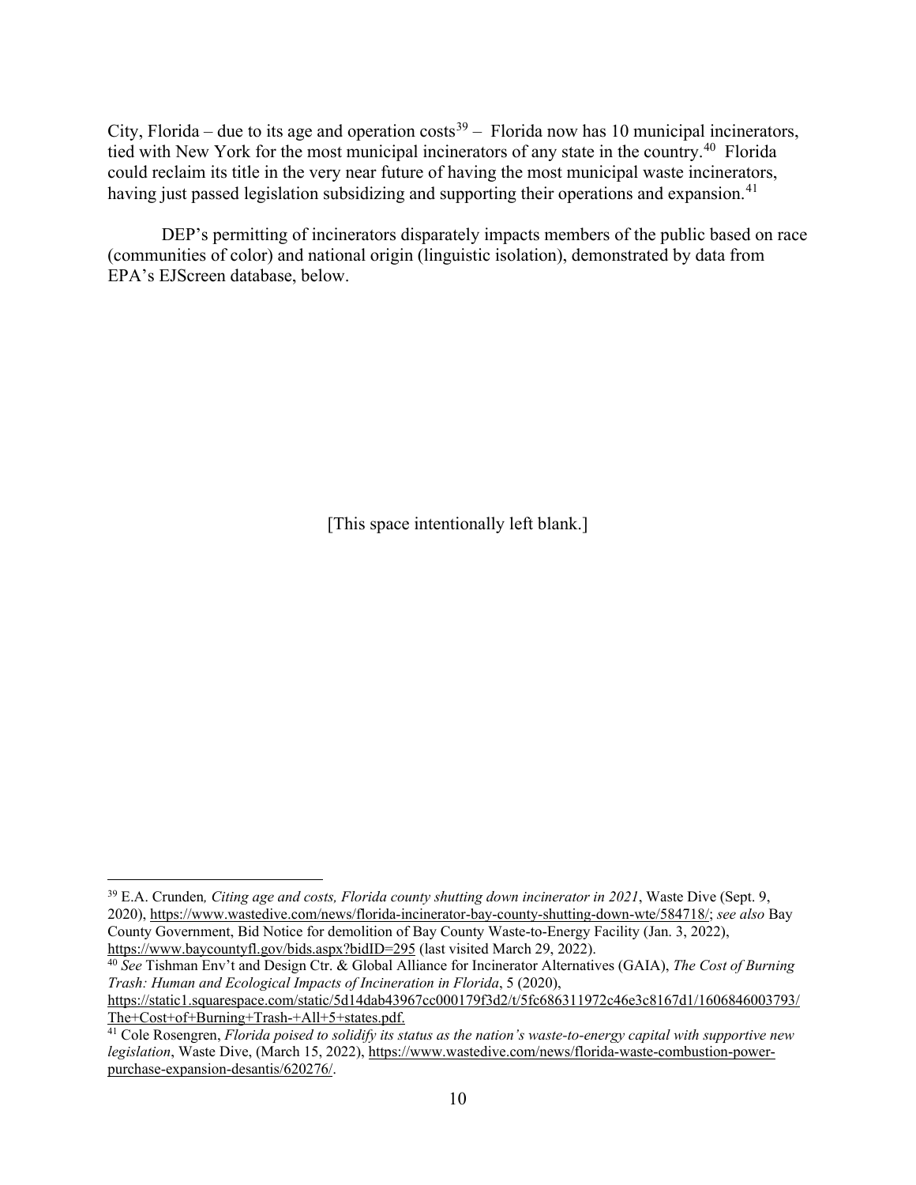City, Florida – due to its age and operation costs[39] – Florida now has 10 municipal incinerators, tied with New York for the most municipal incinerators of any state in the country.[40] Florida could reclaim its title in the very near future of having the most municipal waste incinerators, having just passed legislation subsidizing and supporting their operations and expansion.[41]

DEP's permitting of incinerators disparately impacts members of the public based on race (communities of color) and national origin (linguistic isolation), demonstrated by data from EPA's EJScreen database, below.

[This space intentionally left blank.]

---

[39] E.A. Crunden*, Citing age and costs, Florida county shutting down incinerator in 2021*, Waste Dive (Sept. 9, 2020), https://www.wastedive.com/news/florida-incinerator-bay-county-shutting-down-wte/584718/; *see also* Bay County Government, Bid Notice for demolition of Bay County Waste-to-Energy Facility (Jan. 3, 2022), https://www.baycountyfl.gov/bids.aspx?bidID=295 (last visited March 29, 2022).

[40] *See* Tishman Env't and Design Ctr. & Global Alliance for Incinerator Alternatives (GAIA), *The Cost of Burning Trash: Human and Ecological Impacts of Incineration in Florida*, 5 (2020), https://static1.squarespace.com/static/5d14dab43967cc000179f3d2/t/5fc686311972c46e3c8167d1/1606846003793/The+Cost+of+Burning+Trash-+All+5+states.pdf.

[41] Cole Rosengren, *Florida poised to solidify its status as the nation's waste-to-energy capital with supportive new legislation*, Waste Dive, (March 15, 2022), https://www.wastedive.com/news/florida-waste-combustion-power-purchase-expansion-desantis/620276/.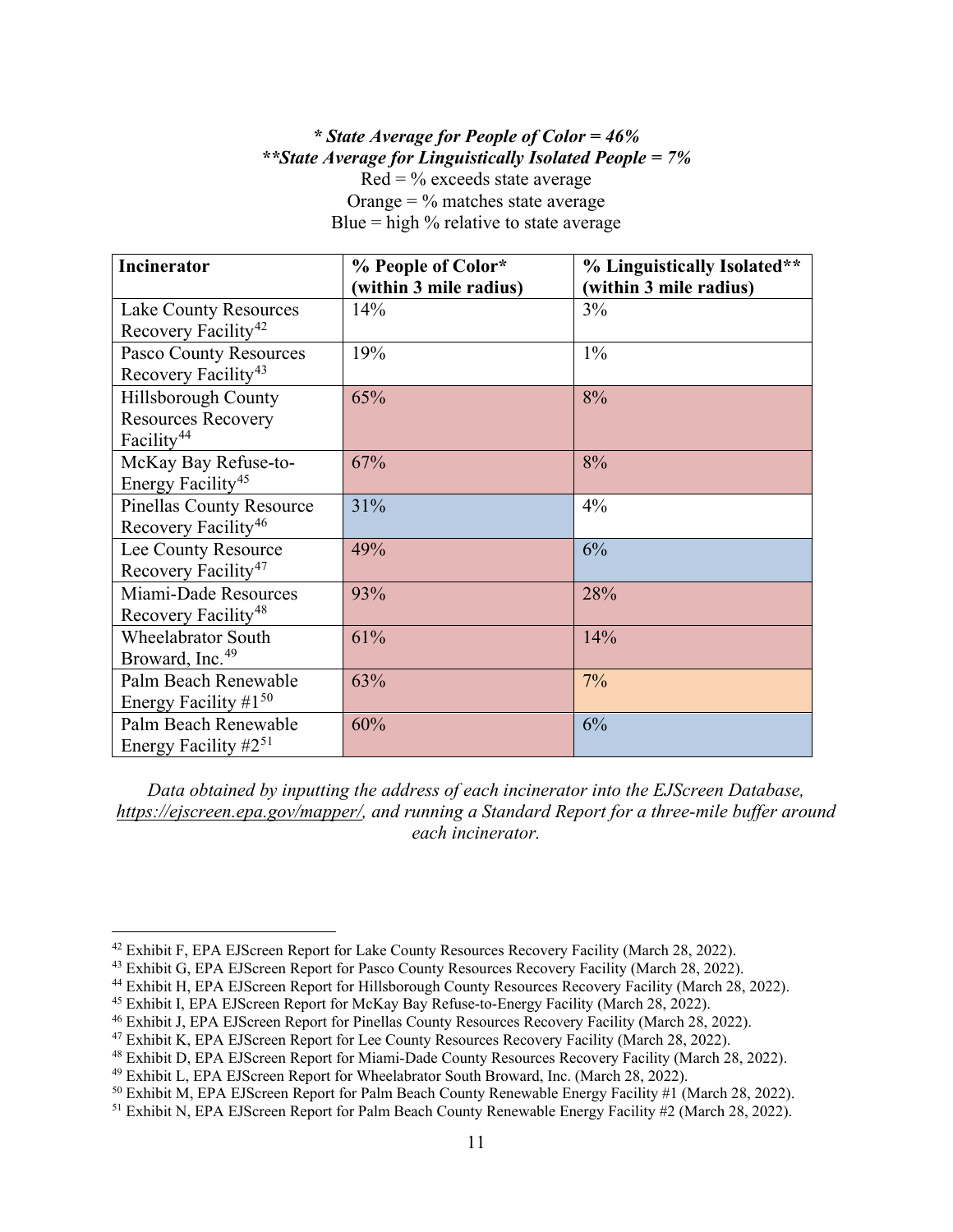***State Average for People of Color = 46%***
*****State Average for Linguistically Isolated People = 7%***
Red = % exceeds state average
Orange = % matches state average
Blue = high % relative to state average

| Incinerator | % People of Color* (within 3 mile radius) | % Linguistically Isolated** (within 3 mile radius) |
|---|---|---|
| Lake County Resources Recovery Facility[42] | 14% | 3% |
| Pasco County Resources Recovery Facility[43] | 19% | 1% |
| Hillsborough County Resources Recovery Facility[44] | 65% | 8% |
| McKay Bay Refuse-to-Energy Facility[45] | 67% | 8% |
| Pinellas County Resource Recovery Facility[46] | 31% | 4% |
| Lee County Resource Recovery Facility[47] | 49% | 6% |
| Miami-Dade Resources Recovery Facility[48] | 93% | 28% |
| Wheelabrator South Broward, Inc.[49] | 61% | 14% |
| Palm Beach Renewable Energy Facility #1[50] | 63% | 7% |
| Palm Beach Renewable Energy Facility #2[51] | 60% | 6% |

*Data obtained by inputting the address of each incinerator into the EJScreen Database, https://ejscreen.epa.gov/mapper/, and running a Standard Report for a three-mile buffer around each incinerator.*

---

[42] Exhibit F, EPA EJScreen Report for Lake County Resources Recovery Facility (March 28, 2022).
[43] Exhibit G, EPA EJScreen Report for Pasco County Resources Recovery Facility (March 28, 2022).
[44] Exhibit H, EPA EJScreen Report for Hillsborough County Resources Recovery Facility (March 28, 2022).
[45] Exhibit I, EPA EJScreen Report for McKay Bay Refuse-to-Energy Facility (March 28, 2022).
[46] Exhibit J, EPA EJScreen Report for Pinellas County Resources Recovery Facility (March 28, 2022).
[47] Exhibit K, EPA EJScreen Report for Lee County Resources Recovery Facility (March 28, 2022).
[48] Exhibit D, EPA EJScreen Report for Miami-Dade County Resources Recovery Facility (March 28, 2022).
[49] Exhibit L, EPA EJScreen Report for Wheelabrator South Broward, Inc. (March 28, 2022).
[50] Exhibit M, EPA EJScreen Report for Palm Beach County Renewable Energy Facility #1 (March 28, 2022).
[51] Exhibit N, EPA EJScreen Report for Palm Beach County Renewable Energy Facility #2 (March 28, 2022).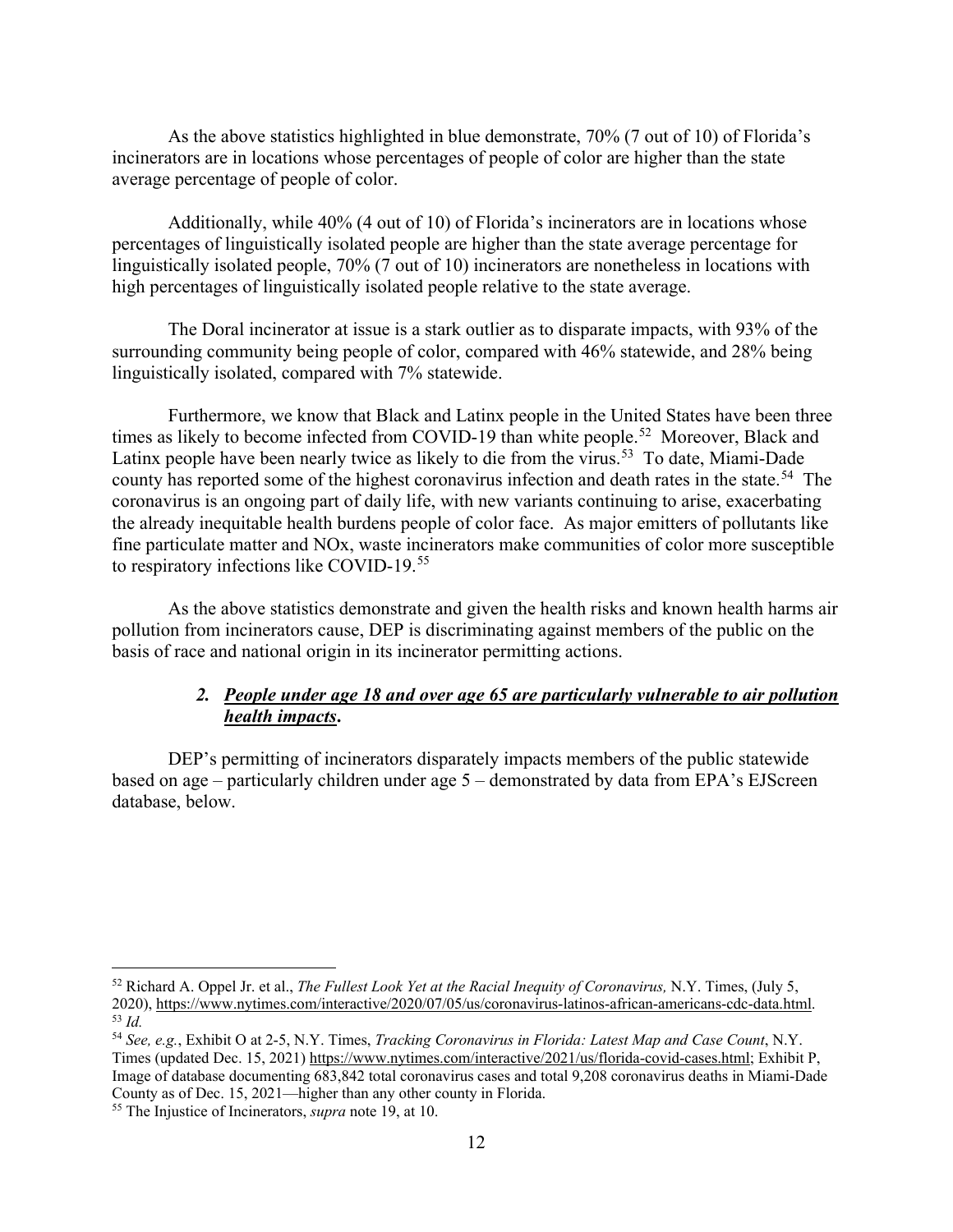As the above statistics highlighted in blue demonstrate, 70% (7 out of 10) of Florida's incinerators are in locations whose percentages of people of color are higher than the state average percentage of people of color.

Additionally, while 40% (4 out of 10) of Florida's incinerators are in locations whose percentages of linguistically isolated people are higher than the state average percentage for linguistically isolated people, 70% (7 out of 10) incinerators are nonetheless in locations with high percentages of linguistically isolated people relative to the state average.

The Doral incinerator at issue is a stark outlier as to disparate impacts, with 93% of the surrounding community being people of color, compared with 46% statewide, and 28% being linguistically isolated, compared with 7% statewide.

Furthermore, we know that Black and Latinx people in the United States have been three times as likely to become infected from COVID-19 than white people.[52] Moreover, Black and Latinx people have been nearly twice as likely to die from the virus.[53] To date, Miami-Dade county has reported some of the highest coronavirus infection and death rates in the state.[54] The coronavirus is an ongoing part of daily life, with new variants continuing to arise, exacerbating the already inequitable health burdens people of color face. As major emitters of pollutants like fine particulate matter and NOx, waste incinerators make communities of color more susceptible to respiratory infections like COVID-19.[55]

As the above statistics demonstrate and given the health risks and known health harms air pollution from incinerators cause, DEP is discriminating against members of the public on the basis of race and national origin in its incinerator permitting actions.

### 2. ***People under age 18 and over age 65 are particularly vulnerable to air pollution health impacts.***

DEP's permitting of incinerators disparately impacts members of the public statewide based on age – particularly children under age 5 – demonstrated by data from EPA's EJScreen database, below.

---

[52] Richard A. Oppel Jr. et al., *The Fullest Look Yet at the Racial Inequity of Coronavirus,* N.Y. Times, (July 5, 2020), https://www.nytimes.com/interactive/2020/07/05/us/coronavirus-latinos-african-americans-cdc-data.html.

[53] *Id.*

[54] *See, e.g.*, Exhibit O at 2-5, N.Y. Times, *Tracking Coronavirus in Florida: Latest Map and Case Count*, N.Y. Times (updated Dec. 15, 2021) https://www.nytimes.com/interactive/2021/us/florida-covid-cases.html; Exhibit P, Image of database documenting 683,842 total coronavirus cases and total 9,208 coronavirus deaths in Miami-Dade County as of Dec. 15, 2021—higher than any other county in Florida.

[55] The Injustice of Incinerators, *supra* note 19, at 10.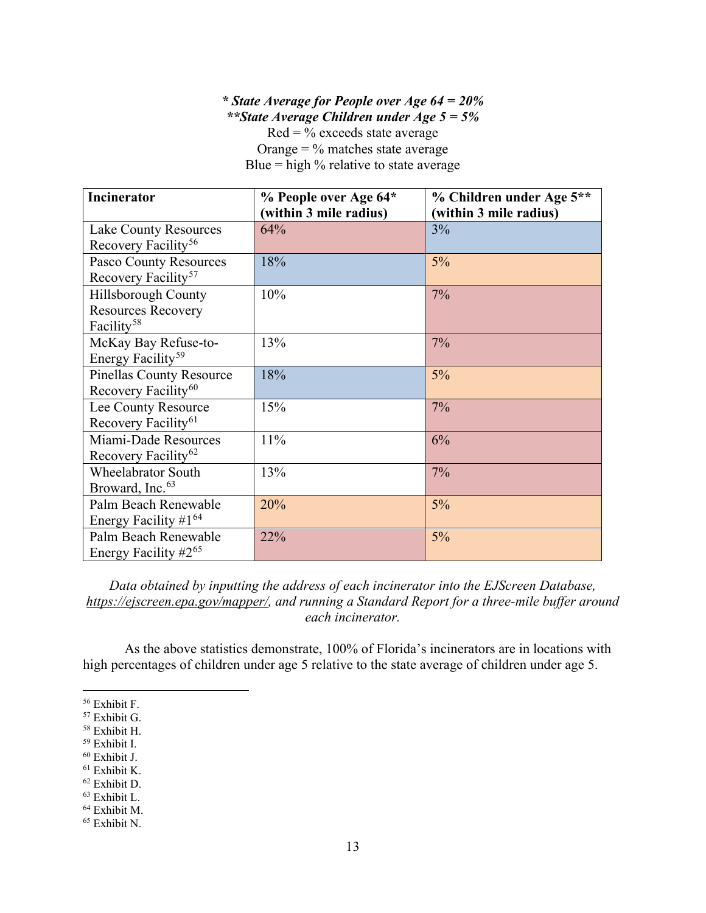***State Average for People over Age 64 = 20%***
***\*\*State Average Children under Age 5 = 5%***

Red = % exceeds state average
Orange = % matches state average
Blue = high % relative to state average

| Incinerator | % People over Age 64* (within 3 mile radius) | % Children under Age 5** (within 3 mile radius) |
|---|---|---|
| Lake County Resources Recovery Facility[56] | 64% | 3% |
| Pasco County Resources Recovery Facility[57] | 18% | 5% |
| Hillsborough County Resources Recovery Facility[58] | 10% | 7% |
| McKay Bay Refuse-to-Energy Facility[59] | 13% | 7% |
| Pinellas County Resource Recovery Facility[60] | 18% | 5% |
| Lee County Resource Recovery Facility[61] | 15% | 7% |
| Miami-Dade Resources Recovery Facility[62] | 11% | 6% |
| Wheelabrator South Broward, Inc.[63] | 13% | 7% |
| Palm Beach Renewable Energy Facility #1[64] | 20% | 5% |
| Palm Beach Renewable Energy Facility #2[65] | 22% | 5% |

*Data obtained by inputting the address of each incinerator into the EJScreen Database, https://ejscreen.epa.gov/mapper/, and running a Standard Report for a three-mile buffer around each incinerator.*

As the above statistics demonstrate, 100% of Florida's incinerators are in locations with high percentages of children under age 5 relative to the state average of children under age 5.

---

[56] Exhibit F.
[57] Exhibit G.
[58] Exhibit H.
[59] Exhibit I.
[60] Exhibit J.
[61] Exhibit K.
[62] Exhibit D.
[63] Exhibit L.
[64] Exhibit M.
[65] Exhibit N.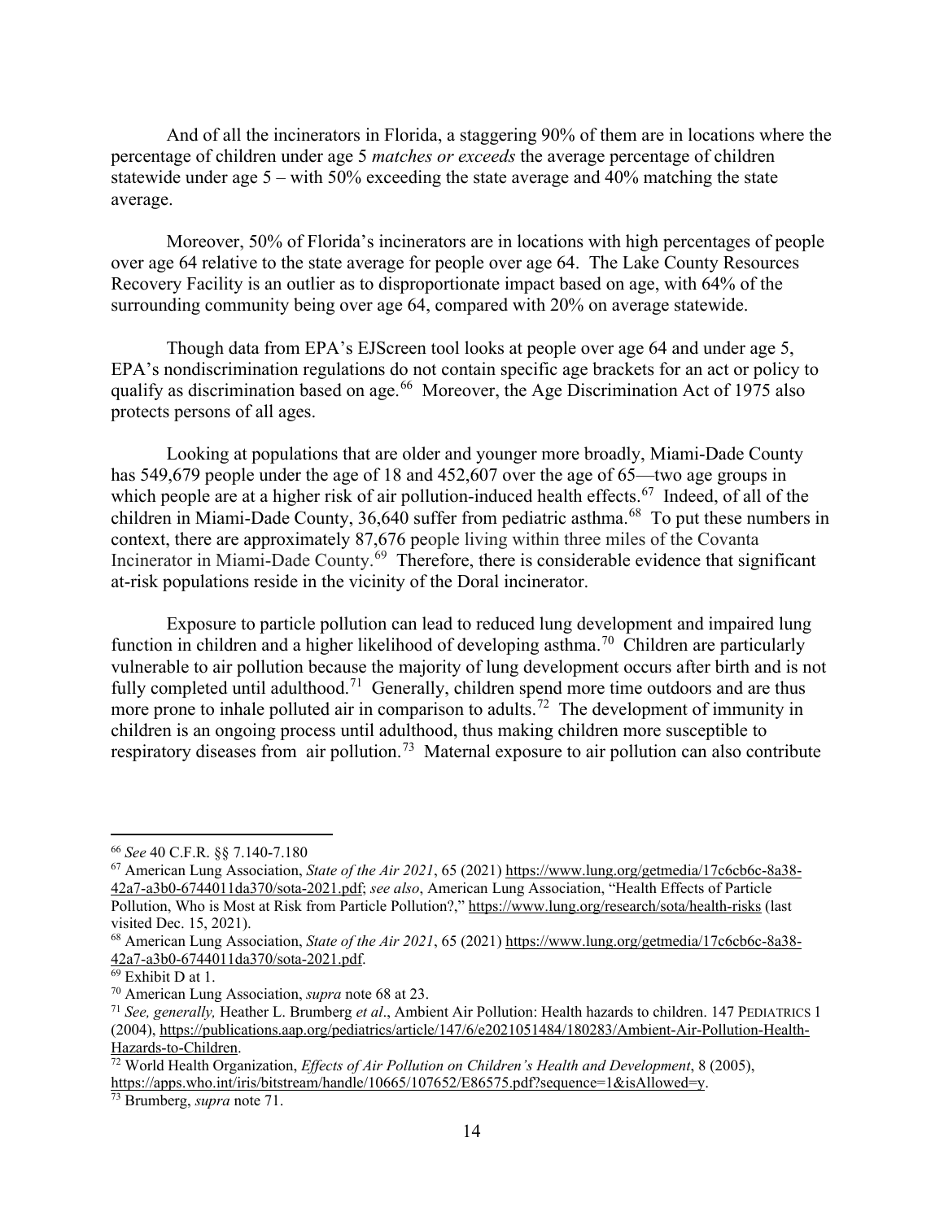And of all the incinerators in Florida, a staggering 90% of them are in locations where the percentage of children under age 5 *matches or exceeds* the average percentage of children statewide under age 5 – with 50% exceeding the state average and 40% matching the state average.

Moreover, 50% of Florida's incinerators are in locations with high percentages of people over age 64 relative to the state average for people over age 64. The Lake County Resources Recovery Facility is an outlier as to disproportionate impact based on age, with 64% of the surrounding community being over age 64, compared with 20% on average statewide.

Though data from EPA's EJScreen tool looks at people over age 64 and under age 5, EPA's nondiscrimination regulations do not contain specific age brackets for an act or policy to qualify as discrimination based on age.[66] Moreover, the Age Discrimination Act of 1975 also protects persons of all ages.

Looking at populations that are older and younger more broadly, Miami-Dade County has 549,679 people under the age of 18 and 452,607 over the age of 65—two age groups in which people are at a higher risk of air pollution-induced health effects.[67] Indeed, of all of the children in Miami-Dade County, 36,640 suffer from pediatric asthma.[68] To put these numbers in context, there are approximately 87,676 people living within three miles of the Covanta Incinerator in Miami-Dade County.[69] Therefore, there is considerable evidence that significant at-risk populations reside in the vicinity of the Doral incinerator.

Exposure to particle pollution can lead to reduced lung development and impaired lung function in children and a higher likelihood of developing asthma.[70] Children are particularly vulnerable to air pollution because the majority of lung development occurs after birth and is not fully completed until adulthood.[71] Generally, children spend more time outdoors and are thus more prone to inhale polluted air in comparison to adults.[72] The development of immunity in children is an ongoing process until adulthood, thus making children more susceptible to respiratory diseases from air pollution.[73] Maternal exposure to air pollution can also contribute

---

[66] *See* 40 C.F.R. §§ 7.140-7.180

[67] American Lung Association, *State of the Air 2021*, 65 (2021) https://www.lung.org/getmedia/17c6cb6c-8a38-42a7-a3b0-6744011da370/sota-2021.pdf; *see also*, American Lung Association, "Health Effects of Particle Pollution, Who is Most at Risk from Particle Pollution?," https://www.lung.org/research/sota/health-risks (last visited Dec. 15, 2021).

[68] American Lung Association, *State of the Air 2021*, 65 (2021) https://www.lung.org/getmedia/17c6cb6c-8a38-42a7-a3b0-6744011da370/sota-2021.pdf.

[69] Exhibit D at 1.

[70] American Lung Association, *supra* note 68 at 23.

[71] *See, generally,* Heather L. Brumberg *et al*., Ambient Air Pollution: Health hazards to children. 147 PEDIATRICS 1 (2004), https://publications.aap.org/pediatrics/article/147/6/e2021051484/180283/Ambient-Air-Pollution-Health-Hazards-to-Children.

[72] World Health Organization, *Effects of Air Pollution on Children's Health and Development*, 8 (2005), https://apps.who.int/iris/bitstream/handle/10665/107652/E86575.pdf?sequence=1&isAllowed=y.

[73] Brumberg, *supra* note 71.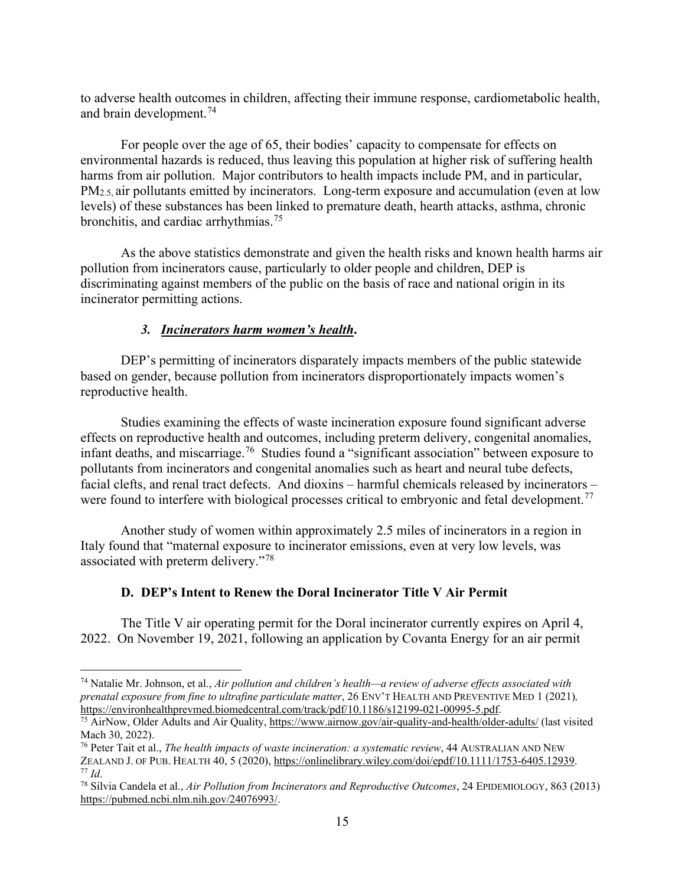to adverse health outcomes in children, affecting their immune response, cardiometabolic health, and brain development.[74]

For people over the age of 65, their bodies' capacity to compensate for effects on environmental hazards is reduced, thus leaving this population at higher risk of suffering health harms from air pollution. Major contributors to health impacts include PM, and in particular, $PM_{2.5}$, air pollutants emitted by incinerators. Long-term exposure and accumulation (even at low levels) of these substances has been linked to premature death, hearth attacks, asthma, chronic bronchitis, and cardiac arrhythmias.[75]

As the above statistics demonstrate and given the health risks and known health harms air pollution from incinerators cause, particularly to older people and children, DEP is discriminating against members of the public on the basis of race and national origin in its incinerator permitting actions.

### *3. Incinerators harm women's health.*

DEP's permitting of incinerators disparately impacts members of the public statewide based on gender, because pollution from incinerators disproportionately impacts women's reproductive health.

Studies examining the effects of waste incineration exposure found significant adverse effects on reproductive health and outcomes, including preterm delivery, congenital anomalies, infant deaths, and miscarriage.[76] Studies found a "significant association" between exposure to pollutants from incinerators and congenital anomalies such as heart and neural tube defects, facial clefts, and renal tract defects. And dioxins – harmful chemicals released by incinerators – were found to interfere with biological processes critical to embryonic and fetal development.[77]

Another study of women within approximately 2.5 miles of incinerators in a region in Italy found that "maternal exposure to incinerator emissions, even at very low levels, was associated with preterm delivery."[78]

## D. DEP's Intent to Renew the Doral Incinerator Title V Air Permit

The Title V air operating permit for the Doral incinerator currently expires on April 4, 2022. On November 19, 2021, following an application by Covanta Energy for an air permit

---

[74] Natalie Mr. Johnson, et al., *Air pollution and children's health—a review of adverse effects associated with prenatal exposure from fine to ultrafine particulate matter*, 26 ENV'T HEALTH AND PREVENTIVE MED 1 (2021), https://environhealthprevmed.biomedcentral.com/track/pdf/10.1186/s12199-021-00995-5.pdf.

[75] AirNow, Older Adults and Air Quality, https://www.airnow.gov/air-quality-and-health/older-adults/ (last visited Mach 30, 2022).

[76] Peter Tait et al., *The health impacts of waste incineration: a systematic review*, 44 AUSTRALIAN AND NEW ZEALAND J. OF PUB. HEALTH 40, 5 (2020), https://onlinelibrary.wiley.com/doi/epdf/10.1111/1753-6405.12939.

[77] *Id*.

[78] Silvia Candela et al., *Air Pollution from Incinerators and Reproductive Outcomes*, 24 EPIDEMIOLOGY, 863 (2013) https://pubmed.ncbi.nlm.nih.gov/24076993/.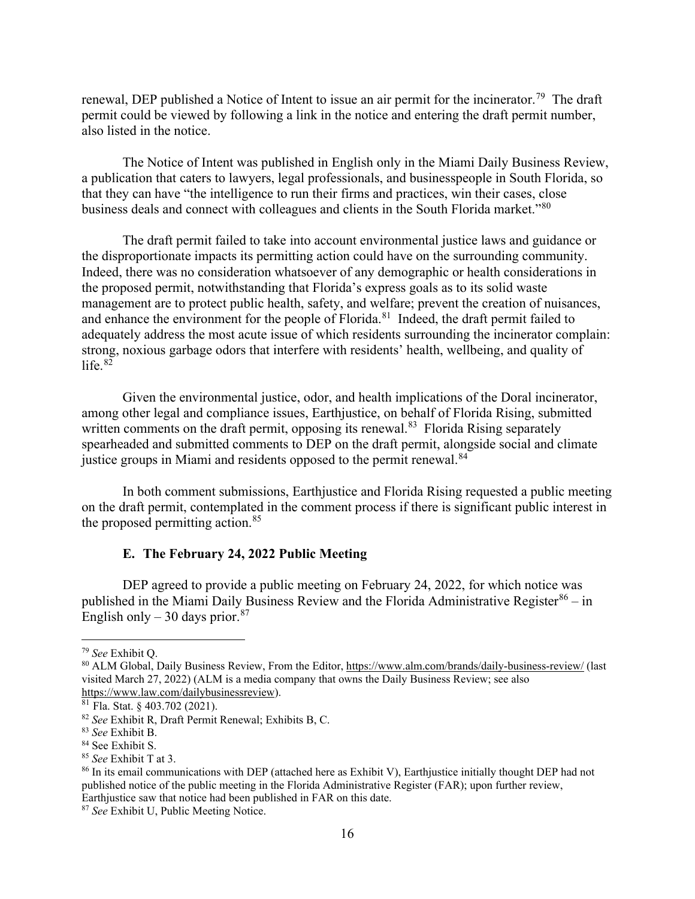renewal, DEP published a Notice of Intent to issue an air permit for the incinerator.[79] The draft permit could be viewed by following a link in the notice and entering the draft permit number, also listed in the notice.

The Notice of Intent was published in English only in the Miami Daily Business Review, a publication that caters to lawyers, legal professionals, and businesspeople in South Florida, so that they can have "the intelligence to run their firms and practices, win their cases, close business deals and connect with colleagues and clients in the South Florida market."[80]

The draft permit failed to take into account environmental justice laws and guidance or the disproportionate impacts its permitting action could have on the surrounding community. Indeed, there was no consideration whatsoever of any demographic or health considerations in the proposed permit, notwithstanding that Florida's express goals as to its solid waste management are to protect public health, safety, and welfare; prevent the creation of nuisances, and enhance the environment for the people of Florida.[81] Indeed, the draft permit failed to adequately address the most acute issue of which residents surrounding the incinerator complain: strong, noxious garbage odors that interfere with residents' health, wellbeing, and quality of life.[82]

Given the environmental justice, odor, and health implications of the Doral incinerator, among other legal and compliance issues, Earthjustice, on behalf of Florida Rising, submitted written comments on the draft permit, opposing its renewal.[83] Florida Rising separately spearheaded and submitted comments to DEP on the draft permit, alongside social and climate justice groups in Miami and residents opposed to the permit renewal.[84]

In both comment submissions, Earthjustice and Florida Rising requested a public meeting on the draft permit, contemplated in the comment process if there is significant public interest in the proposed permitting action.[85]

### E. The February 24, 2022 Public Meeting

DEP agreed to provide a public meeting on February 24, 2022, for which notice was published in the Miami Daily Business Review and the Florida Administrative Register[86] – in English only – 30 days prior.[87]

---

[79] *See* Exhibit Q.

[80] ALM Global, Daily Business Review, From the Editor, https://www.alm.com/brands/daily-business-review/ (last visited March 27, 2022) (ALM is a media company that owns the Daily Business Review; see also https://www.law.com/dailybusinessreview).

[81] Fla. Stat. § 403.702 (2021).

[82] *See* Exhibit R, Draft Permit Renewal; Exhibits B, C.

[83] *See* Exhibit B.

[84] See Exhibit S.

[85] *See* Exhibit T at 3.

[86] In its email communications with DEP (attached here as Exhibit V), Earthjustice initially thought DEP had not published notice of the public meeting in the Florida Administrative Register (FAR); upon further review, Earthjustice saw that notice had been published in FAR on this date.

[87] *See* Exhibit U, Public Meeting Notice.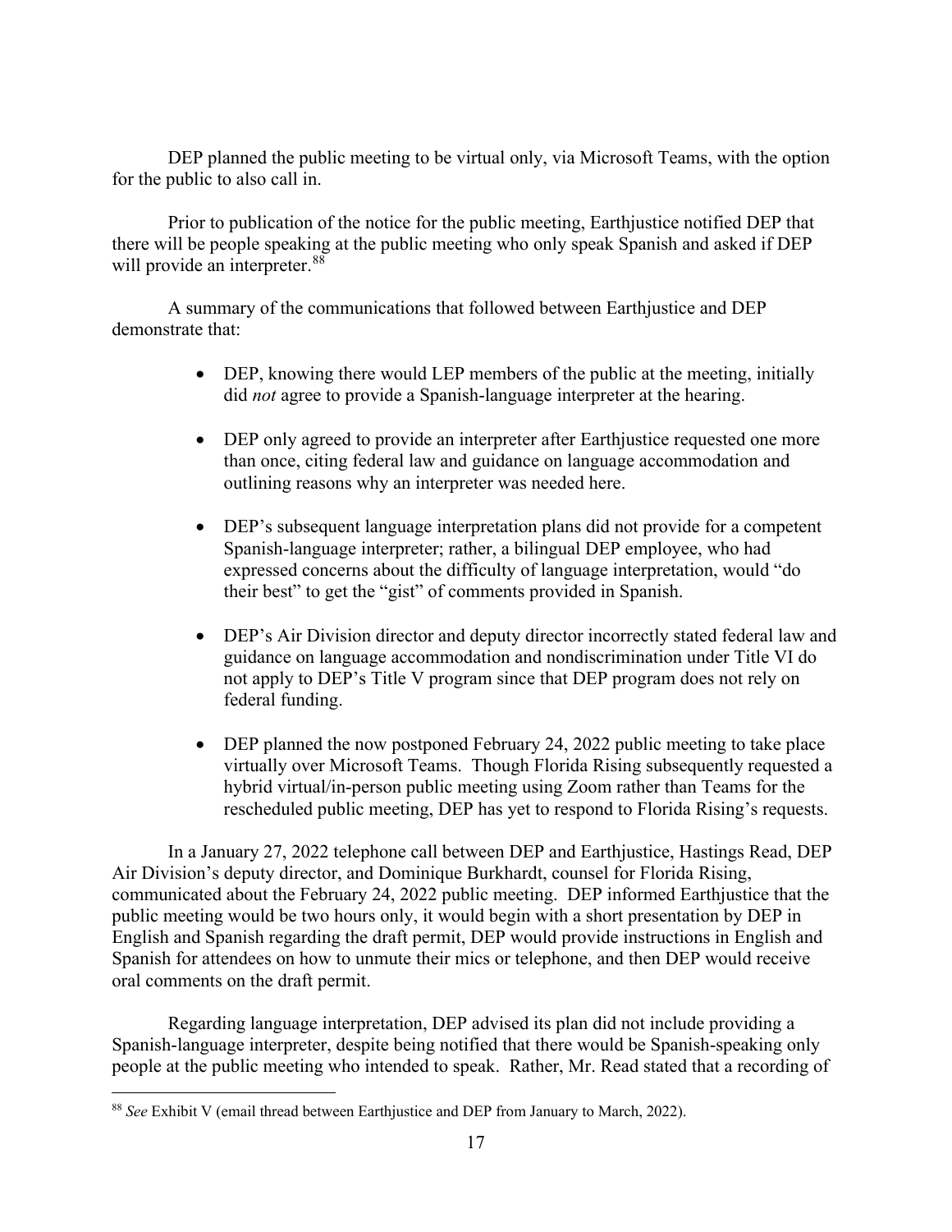DEP planned the public meeting to be virtual only, via Microsoft Teams, with the option for the public to also call in.

Prior to publication of the notice for the public meeting, Earthjustice notified DEP that there will be people speaking at the public meeting who only speak Spanish and asked if DEP will provide an interpreter.[88]

A summary of the communications that followed between Earthjustice and DEP demonstrate that:

- DEP, knowing there would LEP members of the public at the meeting, initially did *not* agree to provide a Spanish-language interpreter at the hearing.
- DEP only agreed to provide an interpreter after Earthjustice requested one more than once, citing federal law and guidance on language accommodation and outlining reasons why an interpreter was needed here.
- DEP's subsequent language interpretation plans did not provide for a competent Spanish-language interpreter; rather, a bilingual DEP employee, who had expressed concerns about the difficulty of language interpretation, would "do their best" to get the "gist" of comments provided in Spanish.
- DEP's Air Division director and deputy director incorrectly stated federal law and guidance on language accommodation and nondiscrimination under Title VI do not apply to DEP's Title V program since that DEP program does not rely on federal funding.
- DEP planned the now postponed February 24, 2022 public meeting to take place virtually over Microsoft Teams. Though Florida Rising subsequently requested a hybrid virtual/in-person public meeting using Zoom rather than Teams for the rescheduled public meeting, DEP has yet to respond to Florida Rising's requests.

In a January 27, 2022 telephone call between DEP and Earthjustice, Hastings Read, DEP Air Division's deputy director, and Dominique Burkhardt, counsel for Florida Rising, communicated about the February 24, 2022 public meeting. DEP informed Earthjustice that the public meeting would be two hours only, it would begin with a short presentation by DEP in English and Spanish regarding the draft permit, DEP would provide instructions in English and Spanish for attendees on how to unmute their mics or telephone, and then DEP would receive oral comments on the draft permit.

Regarding language interpretation, DEP advised its plan did not include providing a Spanish-language interpreter, despite being notified that there would be Spanish-speaking only people at the public meeting who intended to speak. Rather, Mr. Read stated that a recording of

[88] *See* Exhibit V (email thread between Earthjustice and DEP from January to March, 2022).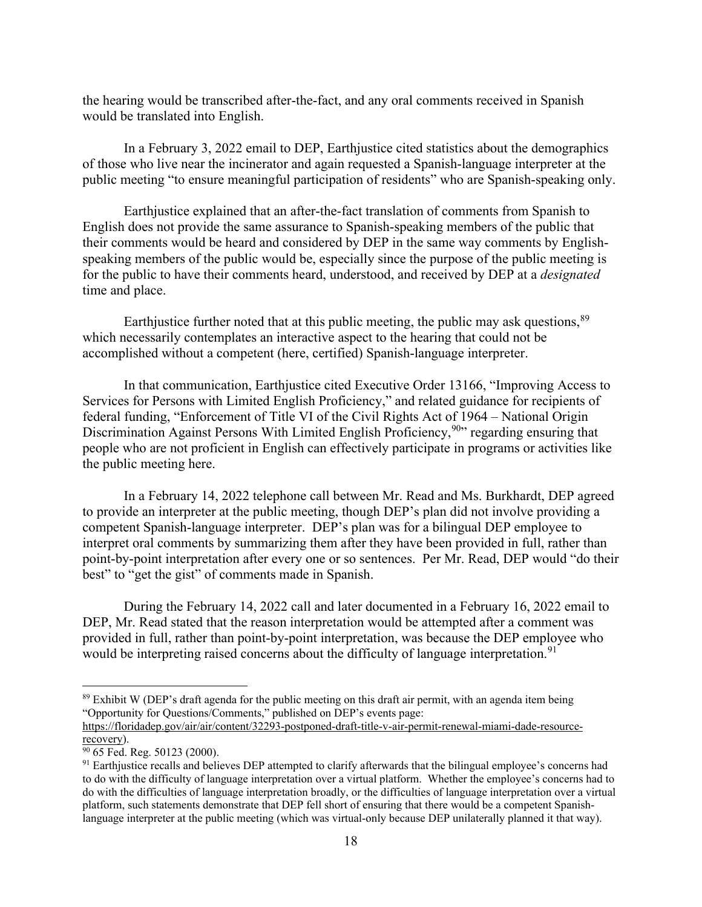the hearing would be transcribed after-the-fact, and any oral comments received in Spanish would be translated into English.

In a February 3, 2022 email to DEP, Earthjustice cited statistics about the demographics of those who live near the incinerator and again requested a Spanish-language interpreter at the public meeting "to ensure meaningful participation of residents" who are Spanish-speaking only.

Earthjustice explained that an after-the-fact translation of comments from Spanish to English does not provide the same assurance to Spanish-speaking members of the public that their comments would be heard and considered by DEP in the same way comments by English-speaking members of the public would be, especially since the purpose of the public meeting is for the public to have their comments heard, understood, and received by DEP at a *designated* time and place.

Earthjustice further noted that at this public meeting, the public may ask questions,[89] which necessarily contemplates an interactive aspect to the hearing that could not be accomplished without a competent (here, certified) Spanish-language interpreter.

In that communication, Earthjustice cited Executive Order 13166, "Improving Access to Services for Persons with Limited English Proficiency," and related guidance for recipients of federal funding, "Enforcement of Title VI of the Civil Rights Act of 1964 – National Origin Discrimination Against Persons With Limited English Proficiency,[90]" regarding ensuring that people who are not proficient in English can effectively participate in programs or activities like the public meeting here.

In a February 14, 2022 telephone call between Mr. Read and Ms. Burkhardt, DEP agreed to provide an interpreter at the public meeting, though DEP's plan did not involve providing a competent Spanish-language interpreter. DEP's plan was for a bilingual DEP employee to interpret oral comments by summarizing them after they have been provided in full, rather than point-by-point interpretation after every one or so sentences. Per Mr. Read, DEP would "do their best" to "get the gist" of comments made in Spanish.

During the February 14, 2022 call and later documented in a February 16, 2022 email to DEP, Mr. Read stated that the reason interpretation would be attempted after a comment was provided in full, rather than point-by-point interpretation, was because the DEP employee who would be interpreting raised concerns about the difficulty of language interpretation.[91]

---

[89] Exhibit W (DEP's draft agenda for the public meeting on this draft air permit, with an agenda item being "Opportunity for Questions/Comments," published on DEP's events page: https://floridadep.gov/air/air/content/32293-postponed-draft-title-v-air-permit-renewal-miami-dade-resource-recovery).

[90] 65 Fed. Reg. 50123 (2000).

[91] Earthjustice recalls and believes DEP attempted to clarify afterwards that the bilingual employee's concerns had to do with the difficulty of language interpretation over a virtual platform. Whether the employee's concerns had to do with the difficulties of language interpretation broadly, or the difficulties of language interpretation over a virtual platform, such statements demonstrate that DEP fell short of ensuring that there would be a competent Spanish-language interpreter at the public meeting (which was virtual-only because DEP unilaterally planned it that way).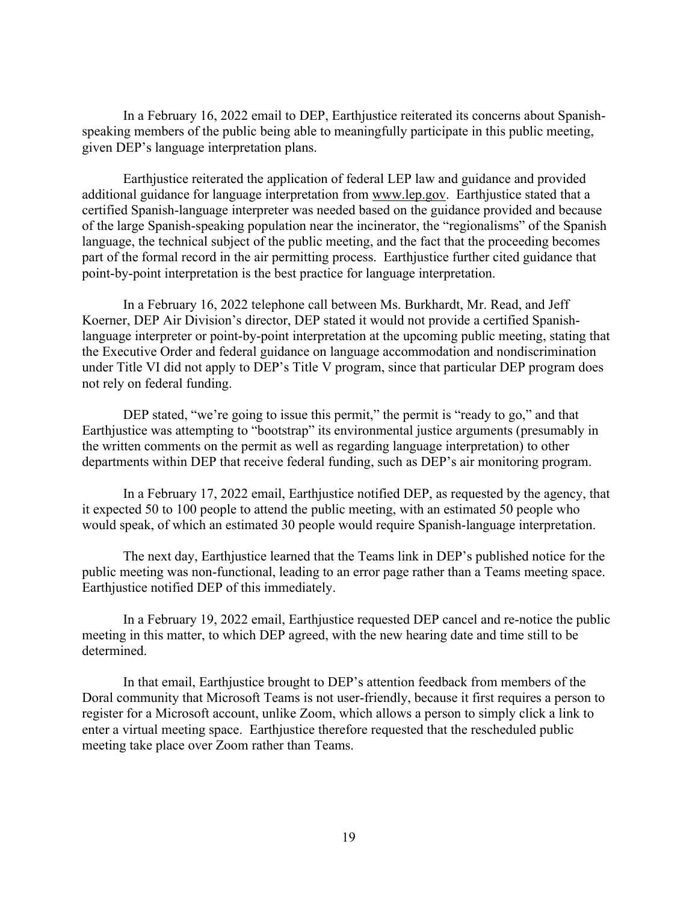In a February 16, 2022 email to DEP, Earthjustice reiterated its concerns about Spanish-speaking members of the public being able to meaningfully participate in this public meeting, given DEP's language interpretation plans.

Earthjustice reiterated the application of federal LEP law and guidance and provided additional guidance for language interpretation from www.lep.gov. Earthjustice stated that a certified Spanish-language interpreter was needed based on the guidance provided and because of the large Spanish-speaking population near the incinerator, the "regionalisms" of the Spanish language, the technical subject of the public meeting, and the fact that the proceeding becomes part of the formal record in the air permitting process. Earthjustice further cited guidance that point-by-point interpretation is the best practice for language interpretation.

In a February 16, 2022 telephone call between Ms. Burkhardt, Mr. Read, and Jeff Koerner, DEP Air Division's director, DEP stated it would not provide a certified Spanish-language interpreter or point-by-point interpretation at the upcoming public meeting, stating that the Executive Order and federal guidance on language accommodation and nondiscrimination under Title VI did not apply to DEP's Title V program, since that particular DEP program does not rely on federal funding.

DEP stated, "we're going to issue this permit," the permit is "ready to go," and that Earthjustice was attempting to "bootstrap" its environmental justice arguments (presumably in the written comments on the permit as well as regarding language interpretation) to other departments within DEP that receive federal funding, such as DEP's air monitoring program.

In a February 17, 2022 email, Earthjustice notified DEP, as requested by the agency, that it expected 50 to 100 people to attend the public meeting, with an estimated 50 people who would speak, of which an estimated 30 people would require Spanish-language interpretation.

The next day, Earthjustice learned that the Teams link in DEP's published notice for the public meeting was non-functional, leading to an error page rather than a Teams meeting space. Earthjustice notified DEP of this immediately.

In a February 19, 2022 email, Earthjustice requested DEP cancel and re-notice the public meeting in this matter, to which DEP agreed, with the new hearing date and time still to be determined.

In that email, Earthjustice brought to DEP's attention feedback from members of the Doral community that Microsoft Teams is not user-friendly, because it first requires a person to register for a Microsoft account, unlike Zoom, which allows a person to simply click a link to enter a virtual meeting space. Earthjustice therefore requested that the rescheduled public meeting take place over Zoom rather than Teams.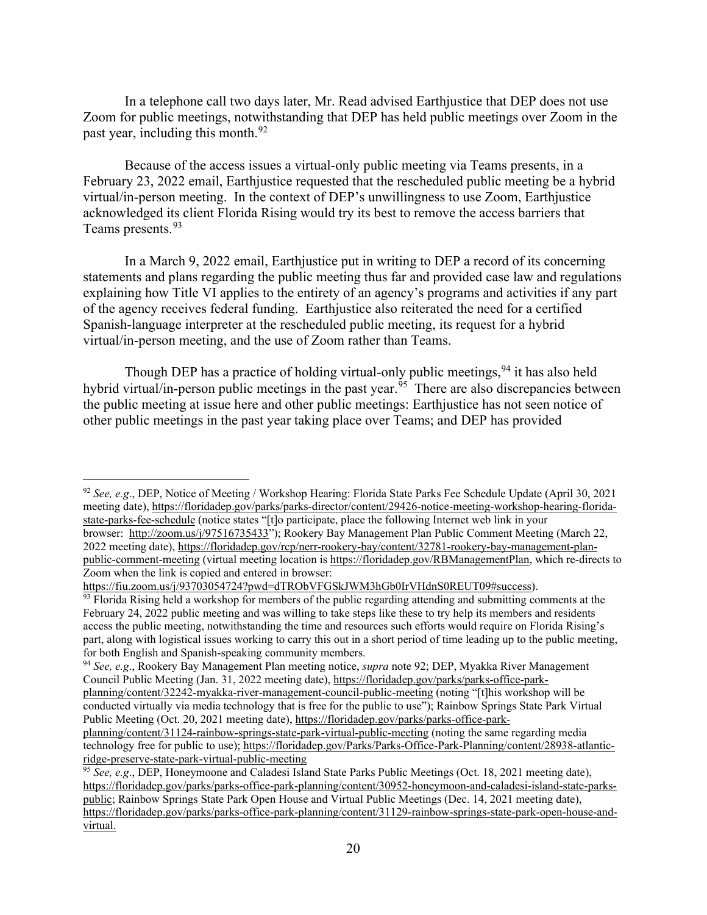In a telephone call two days later, Mr. Read advised Earthjustice that DEP does not use Zoom for public meetings, notwithstanding that DEP has held public meetings over Zoom in the past year, including this month.[92]

Because of the access issues a virtual-only public meeting via Teams presents, in a February 23, 2022 email, Earthjustice requested that the rescheduled public meeting be a hybrid virtual/in-person meeting. In the context of DEP's unwillingness to use Zoom, Earthjustice acknowledged its client Florida Rising would try its best to remove the access barriers that Teams presents.[93]

In a March 9, 2022 email, Earthjustice put in writing to DEP a record of its concerning statements and plans regarding the public meeting thus far and provided case law and regulations explaining how Title VI applies to the entirety of an agency's programs and activities if any part of the agency receives federal funding. Earthjustice also reiterated the need for a certified Spanish-language interpreter at the rescheduled public meeting, its request for a hybrid virtual/in-person meeting, and the use of Zoom rather than Teams.

Though DEP has a practice of holding virtual-only public meetings,[94] it has also held hybrid virtual/in-person public meetings in the past year.[95] There are also discrepancies between the public meeting at issue here and other public meetings: Earthjustice has not seen notice of other public meetings in the past year taking place over Teams; and DEP has provided

---

[92] *See, e.g*., DEP, Notice of Meeting / Workshop Hearing: Florida State Parks Fee Schedule Update (April 30, 2021 meeting date), https://floridadep.gov/parks/parks-director/content/29426-notice-meeting-workshop-hearing-florida-state-parks-fee-schedule (notice states "[t]o participate, place the following Internet web link in your browser: http://zoom.us/j/97516735433"); Rookery Bay Management Plan Public Comment Meeting (March 22, 2022 meeting date), https://floridadep.gov/rcp/nerr-rookery-bay/content/32781-rookery-bay-management-plan-public-comment-meeting (virtual meeting location is https://floridadep.gov/RBManagementPlan, which re-directs to Zoom when the link is copied and entered in browser: https://fiu.zoom.us/j/93703054724?pwd=dTRObVFGSkJWM3hGb0IrVHdnS0REUT09#success).

[93] Florida Rising held a workshop for members of the public regarding attending and submitting comments at the February 24, 2022 public meeting and was willing to take steps like these to try help its members and residents access the public meeting, notwithstanding the time and resources such efforts would require on Florida Rising's part, along with logistical issues working to carry this out in a short period of time leading up to the public meeting, for both English and Spanish-speaking community members.

[94] *See, e.g*., Rookery Bay Management Plan meeting notice, *supra* note 92; DEP, Myakka River Management Council Public Meeting (Jan. 31, 2022 meeting date), https://floridadep.gov/parks/parks-office-park-planning/content/32242-myakka-river-management-council-public-meeting (noting "[t]his workshop will be conducted virtually via media technology that is free for the public to use"); Rainbow Springs State Park Virtual Public Meeting (Oct. 20, 2021 meeting date), https://floridadep.gov/parks/parks-office-park-planning/content/31124-rainbow-springs-state-park-virtual-public-meeting (noting the same regarding media technology free for public to use); https://floridadep.gov/Parks/Parks-Office-Park-Planning/content/28938-atlantic-ridge-preserve-state-park-virtual-public-meeting

[95] *See, e.g*., DEP, Honeymoone and Caladesi Island State Parks Public Meetings (Oct. 18, 2021 meeting date), https://floridadep.gov/parks/parks-office-park-planning/content/30952-honeymoon-and-caladesi-island-state-parks-public; Rainbow Springs State Park Open House and Virtual Public Meetings (Dec. 14, 2021 meeting date), https://floridadep.gov/parks/parks-office-park-planning/content/31129-rainbow-springs-state-park-open-house-and-virtual.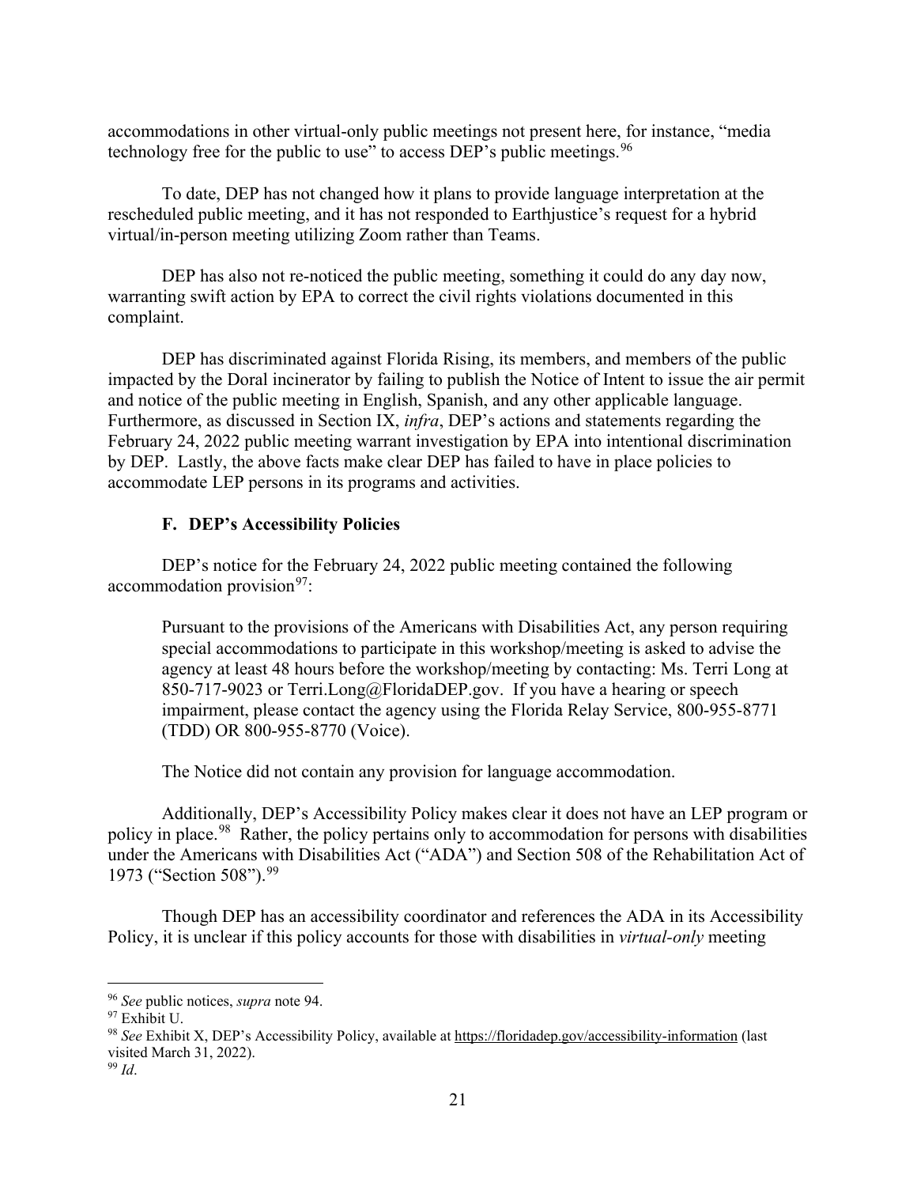accommodations in other virtual-only public meetings not present here, for instance, "media technology free for the public to use" to access DEP's public meetings.[96]

To date, DEP has not changed how it plans to provide language interpretation at the rescheduled public meeting, and it has not responded to Earthjustice's request for a hybrid virtual/in-person meeting utilizing Zoom rather than Teams.

DEP has also not re-noticed the public meeting, something it could do any day now, warranting swift action by EPA to correct the civil rights violations documented in this complaint.

DEP has discriminated against Florida Rising, its members, and members of the public impacted by the Doral incinerator by failing to publish the Notice of Intent to issue the air permit and notice of the public meeting in English, Spanish, and any other applicable language. Furthermore, as discussed in Section IX, *infra*, DEP's actions and statements regarding the February 24, 2022 public meeting warrant investigation by EPA into intentional discrimination by DEP. Lastly, the above facts make clear DEP has failed to have in place policies to accommodate LEP persons in its programs and activities.

### F. DEP's Accessibility Policies

DEP's notice for the February 24, 2022 public meeting contained the following accommodation provision[97]:

> Pursuant to the provisions of the Americans with Disabilities Act, any person requiring special accommodations to participate in this workshop/meeting is asked to advise the agency at least 48 hours before the workshop/meeting by contacting: Ms. Terri Long at 850-717-9023 or Terri.Long@FloridaDEP.gov. If you have a hearing or speech impairment, please contact the agency using the Florida Relay Service, 800-955-8771 (TDD) OR 800-955-8770 (Voice).

The Notice did not contain any provision for language accommodation.

Additionally, DEP's Accessibility Policy makes clear it does not have an LEP program or policy in place.[98] Rather, the policy pertains only to accommodation for persons with disabilities under the Americans with Disabilities Act ("ADA") and Section 508 of the Rehabilitation Act of 1973 ("Section 508").[99]

Though DEP has an accessibility coordinator and references the ADA in its Accessibility Policy, it is unclear if this policy accounts for those with disabilities in *virtual-only* meeting

---

[96] *See* public notices, *supra* note 94.

[97] Exhibit U.

[98] *See* Exhibit X, DEP's Accessibility Policy, available at https://floridadep.gov/accessibility-information (last visited March 31, 2022).

[99] *Id*.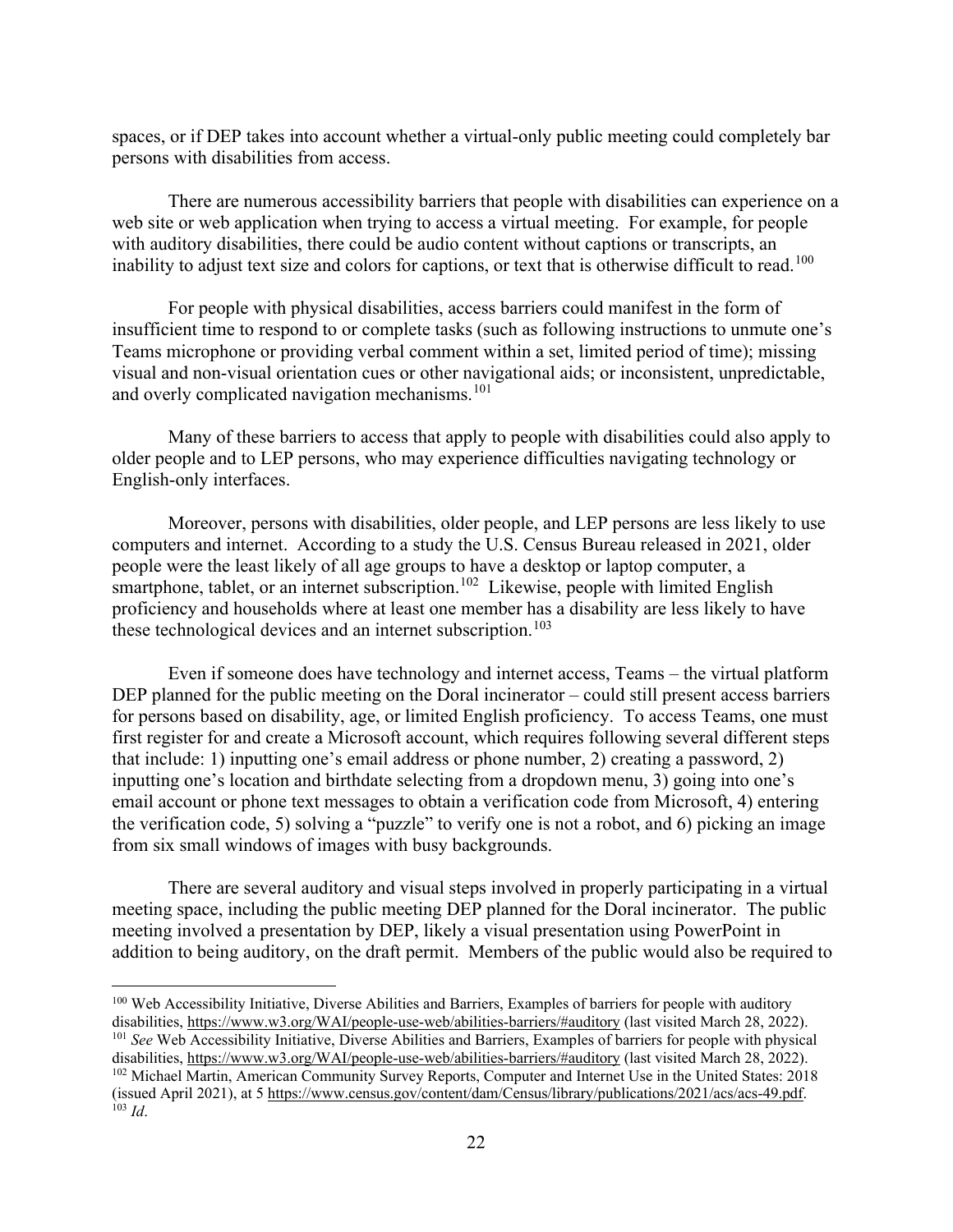spaces, or if DEP takes into account whether a virtual-only public meeting could completely bar persons with disabilities from access.

There are numerous accessibility barriers that people with disabilities can experience on a web site or web application when trying to access a virtual meeting. For example, for people with auditory disabilities, there could be audio content without captions or transcripts, an inability to adjust text size and colors for captions, or text that is otherwise difficult to read.[100]

For people with physical disabilities, access barriers could manifest in the form of insufficient time to respond to or complete tasks (such as following instructions to unmute one's Teams microphone or providing verbal comment within a set, limited period of time); missing visual and non-visual orientation cues or other navigational aids; or inconsistent, unpredictable, and overly complicated navigation mechanisms.[101]

Many of these barriers to access that apply to people with disabilities could also apply to older people and to LEP persons, who may experience difficulties navigating technology or English-only interfaces.

Moreover, persons with disabilities, older people, and LEP persons are less likely to use computers and internet. According to a study the U.S. Census Bureau released in 2021, older people were the least likely of all age groups to have a desktop or laptop computer, a smartphone, tablet, or an internet subscription.[102] Likewise, people with limited English proficiency and households where at least one member has a disability are less likely to have these technological devices and an internet subscription.[103]

Even if someone does have technology and internet access, Teams – the virtual platform DEP planned for the public meeting on the Doral incinerator – could still present access barriers for persons based on disability, age, or limited English proficiency. To access Teams, one must first register for and create a Microsoft account, which requires following several different steps that include: 1) inputting one's email address or phone number, 2) creating a password, 2) inputting one's location and birthdate selecting from a dropdown menu, 3) going into one's email account or phone text messages to obtain a verification code from Microsoft, 4) entering the verification code, 5) solving a "puzzle" to verify one is not a robot, and 6) picking an image from six small windows of images with busy backgrounds.

There are several auditory and visual steps involved in properly participating in a virtual meeting space, including the public meeting DEP planned for the Doral incinerator. The public meeting involved a presentation by DEP, likely a visual presentation using PowerPoint in addition to being auditory, on the draft permit. Members of the public would also be required to

---

[100] Web Accessibility Initiative, Diverse Abilities and Barriers, Examples of barriers for people with auditory disabilities, https://www.w3.org/WAI/people-use-web/abilities-barriers/#auditory (last visited March 28, 2022).

[101] *See* Web Accessibility Initiative, Diverse Abilities and Barriers, Examples of barriers for people with physical disabilities, https://www.w3.org/WAI/people-use-web/abilities-barriers/#auditory (last visited March 28, 2022).

[102] Michael Martin, American Community Survey Reports, Computer and Internet Use in the United States: 2018 (issued April 2021), at 5 https://www.census.gov/content/dam/Census/library/publications/2021/acs/acs-49.pdf.

[103] *Id*.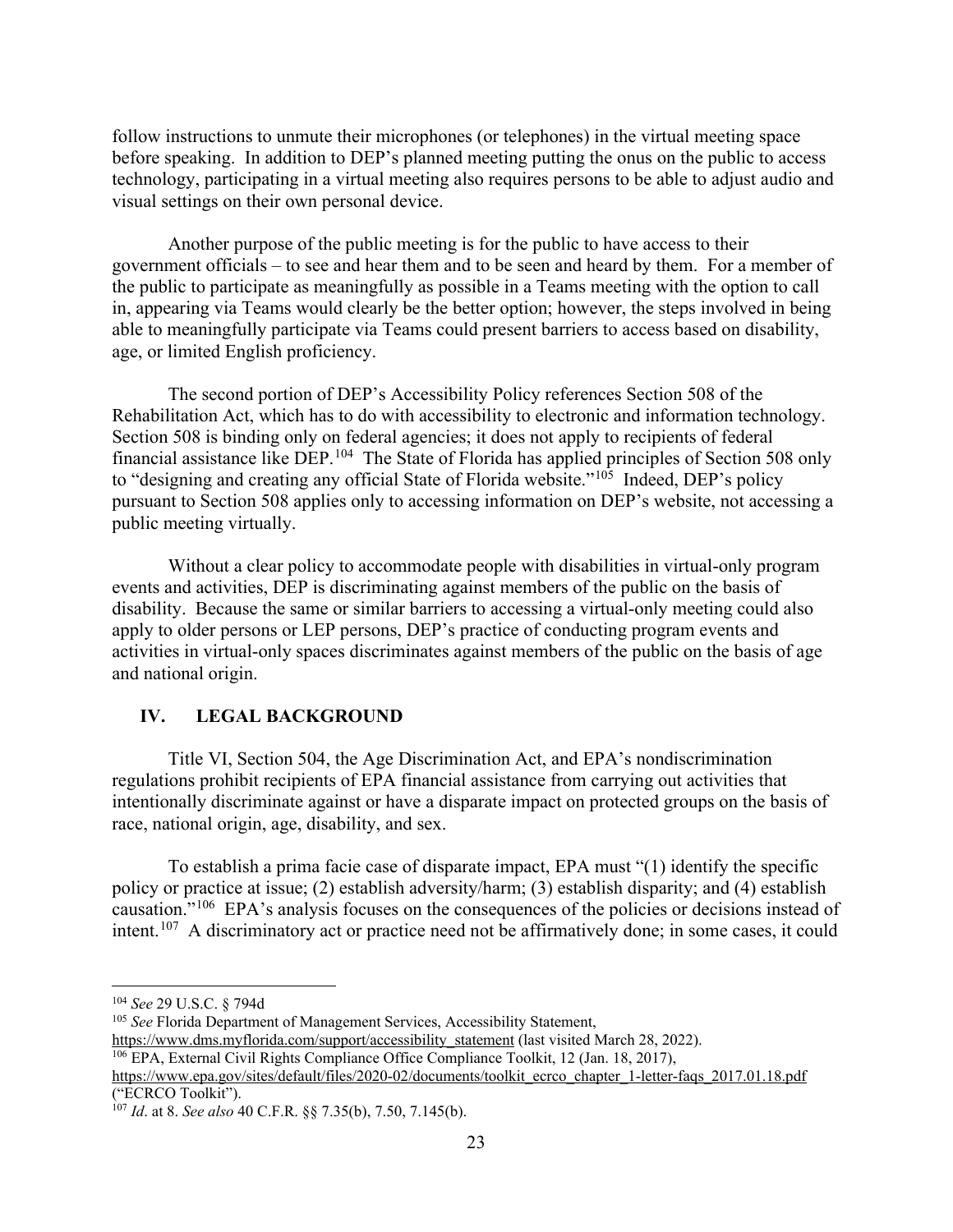follow instructions to unmute their microphones (or telephones) in the virtual meeting space before speaking. In addition to DEP's planned meeting putting the onus on the public to access technology, participating in a virtual meeting also requires persons to be able to adjust audio and visual settings on their own personal device.

Another purpose of the public meeting is for the public to have access to their government officials – to see and hear them and to be seen and heard by them. For a member of the public to participate as meaningfully as possible in a Teams meeting with the option to call in, appearing via Teams would clearly be the better option; however, the steps involved in being able to meaningfully participate via Teams could present barriers to access based on disability, age, or limited English proficiency.

The second portion of DEP's Accessibility Policy references Section 508 of the Rehabilitation Act, which has to do with accessibility to electronic and information technology. Section 508 is binding only on federal agencies; it does not apply to recipients of federal financial assistance like DEP.[104] The State of Florida has applied principles of Section 508 only to "designing and creating any official State of Florida website."[105] Indeed, DEP's policy pursuant to Section 508 applies only to accessing information on DEP's website, not accessing a public meeting virtually.

Without a clear policy to accommodate people with disabilities in virtual-only program events and activities, DEP is discriminating against members of the public on the basis of disability. Because the same or similar barriers to accessing a virtual-only meeting could also apply to older persons or LEP persons, DEP's practice of conducting program events and activities in virtual-only spaces discriminates against members of the public on the basis of age and national origin.

## IV. LEGAL BACKGROUND

Title VI, Section 504, the Age Discrimination Act, and EPA's nondiscrimination regulations prohibit recipients of EPA financial assistance from carrying out activities that intentionally discriminate against or have a disparate impact on protected groups on the basis of race, national origin, age, disability, and sex.

To establish a prima facie case of disparate impact, EPA must "(1) identify the specific policy or practice at issue; (2) establish adversity/harm; (3) establish disparity; and (4) establish causation."[106] EPA's analysis focuses on the consequences of the policies or decisions instead of intent.[107] A discriminatory act or practice need not be affirmatively done; in some cases, it could

---

[104] *See* 29 U.S.C. § 794d

[105] *See* Florida Department of Management Services, Accessibility Statement, https://www.dms.myflorida.com/support/accessibility_statement (last visited March 28, 2022).

[106] EPA, External Civil Rights Compliance Office Compliance Toolkit, 12 (Jan. 18, 2017), https://www.epa.gov/sites/default/files/2020-02/documents/toolkit_ecrco_chapter_1-letter-faqs_2017.01.18.pdf ("ECRCO Toolkit").

[107] *Id*. at 8. *See also* 40 C.F.R. §§ 7.35(b), 7.50, 7.145(b).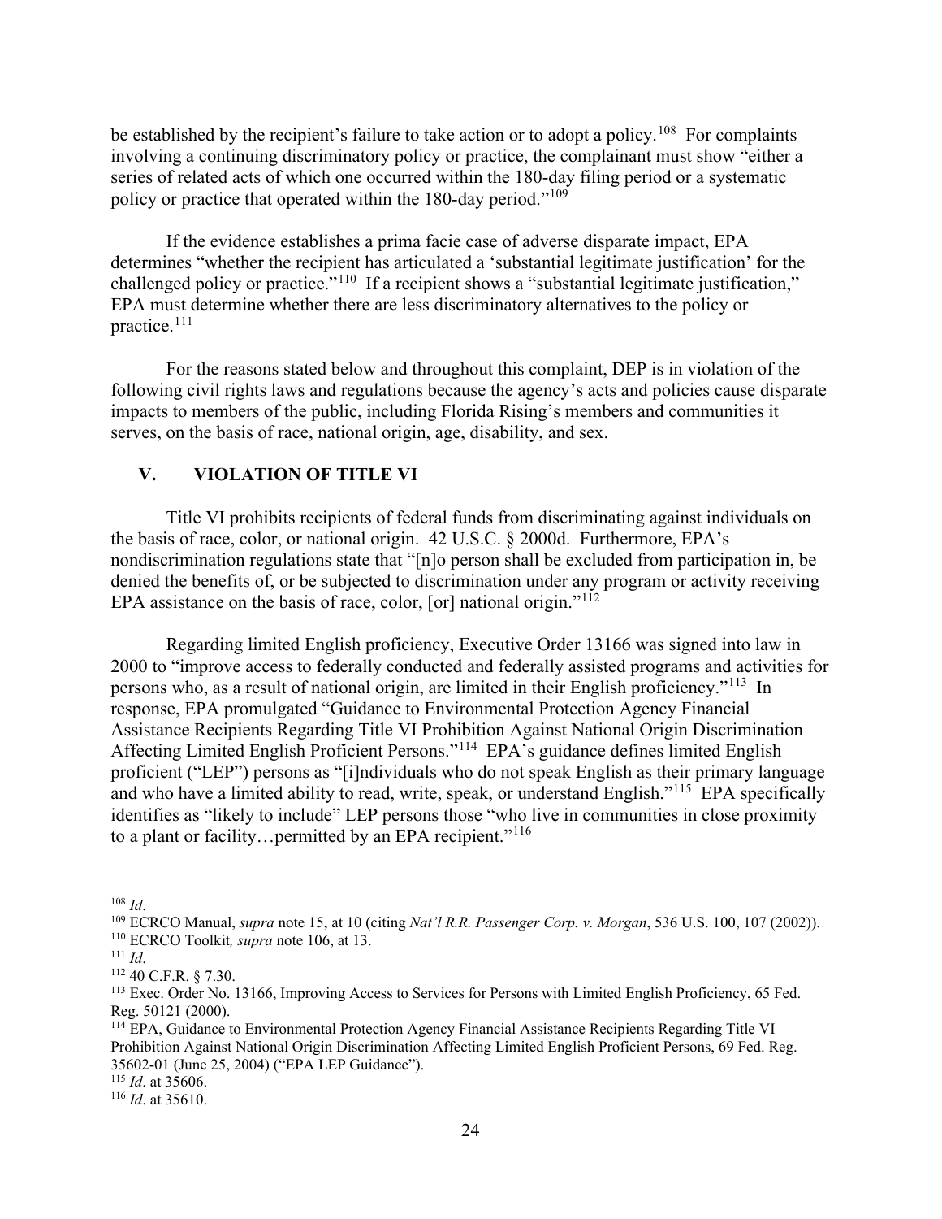be established by the recipient's failure to take action or to adopt a policy.[108] For complaints involving a continuing discriminatory policy or practice, the complainant must show "either a series of related acts of which one occurred within the 180-day filing period or a systematic policy or practice that operated within the 180-day period."[109]

If the evidence establishes a prima facie case of adverse disparate impact, EPA determines "whether the recipient has articulated a 'substantial legitimate justification' for the challenged policy or practice."[110] If a recipient shows a "substantial legitimate justification," EPA must determine whether there are less discriminatory alternatives to the policy or practice.[111]

For the reasons stated below and throughout this complaint, DEP is in violation of the following civil rights laws and regulations because the agency's acts and policies cause disparate impacts to members of the public, including Florida Rising's members and communities it serves, on the basis of race, national origin, age, disability, and sex.

## V. VIOLATION OF TITLE VI

Title VI prohibits recipients of federal funds from discriminating against individuals on the basis of race, color, or national origin. 42 U.S.C. § 2000d. Furthermore, EPA's nondiscrimination regulations state that "[n]o person shall be excluded from participation in, be denied the benefits of, or be subjected to discrimination under any program or activity receiving EPA assistance on the basis of race, color, [or] national origin."[112]

Regarding limited English proficiency, Executive Order 13166 was signed into law in 2000 to "improve access to federally conducted and federally assisted programs and activities for persons who, as a result of national origin, are limited in their English proficiency."[113] In response, EPA promulgated "Guidance to Environmental Protection Agency Financial Assistance Recipients Regarding Title VI Prohibition Against National Origin Discrimination Affecting Limited English Proficient Persons."[114] EPA's guidance defines limited English proficient ("LEP") persons as "[i]ndividuals who do not speak English as their primary language and who have a limited ability to read, write, speak, or understand English."[115] EPA specifically identifies as "likely to include" LEP persons those "who live in communities in close proximity to a plant or facility…permitted by an EPA recipient."[116]

---

[108] *Id*.

[109] ECRCO Manual, *supra* note 15, at 10 (citing *Nat'l R.R. Passenger Corp. v. Morgan*, 536 U.S. 100, 107 (2002)).

[110] ECRCO Toolkit*, supra* note 106, at 13.

[111] *Id*.

[112] 40 C.F.R. § 7.30.

[113] Exec. Order No. 13166, Improving Access to Services for Persons with Limited English Proficiency, 65 Fed. Reg. 50121 (2000).

[114] EPA, Guidance to Environmental Protection Agency Financial Assistance Recipients Regarding Title VI Prohibition Against National Origin Discrimination Affecting Limited English Proficient Persons, 69 Fed. Reg. 35602-01 (June 25, 2004) ("EPA LEP Guidance").

[115] *Id*. at 35606.

[116] *Id*. at 35610.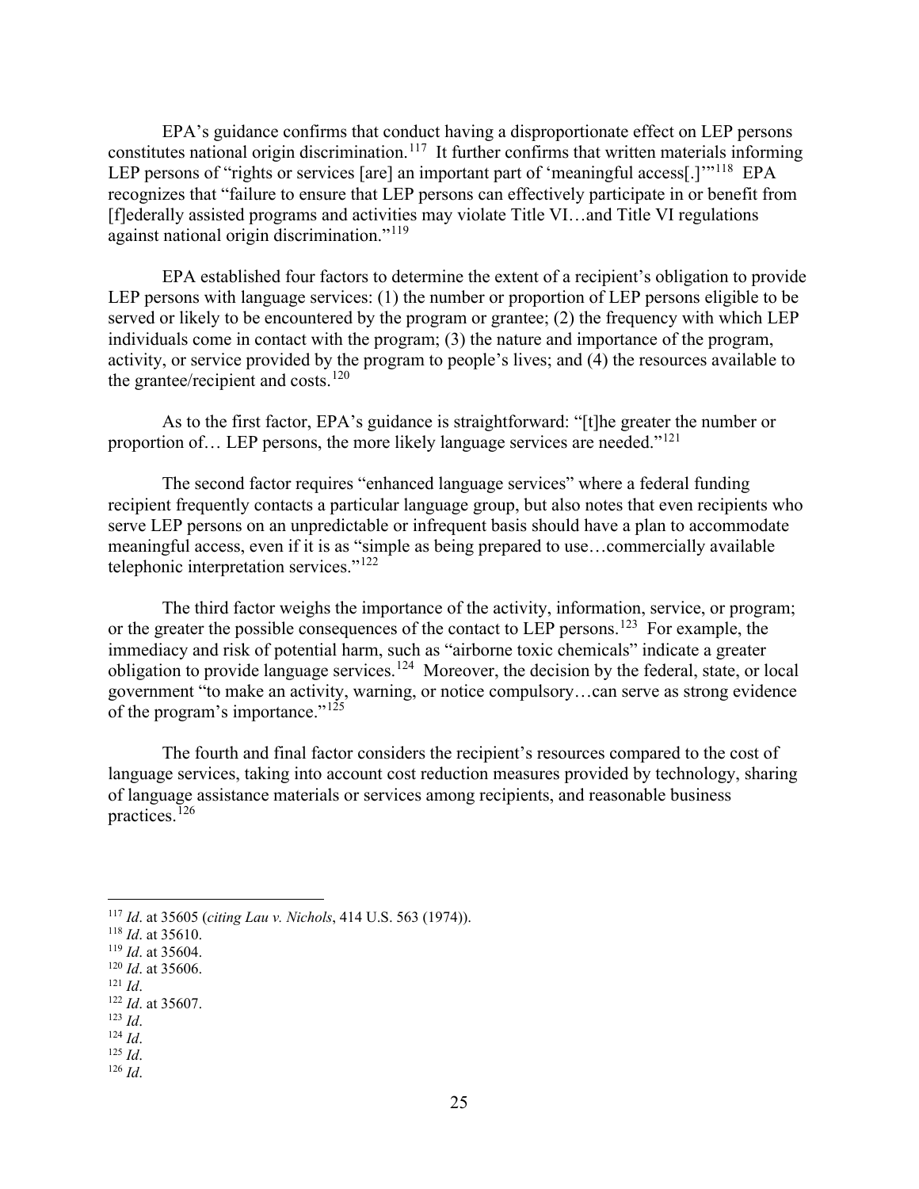EPA's guidance confirms that conduct having a disproportionate effect on LEP persons constitutes national origin discrimination.[117] It further confirms that written materials informing LEP persons of "rights or services [are] an important part of 'meaningful access[.]'"[118] EPA recognizes that "failure to ensure that LEP persons can effectively participate in or benefit from [f]ederally assisted programs and activities may violate Title VI…and Title VI regulations against national origin discrimination."[119]

EPA established four factors to determine the extent of a recipient's obligation to provide LEP persons with language services: (1) the number or proportion of LEP persons eligible to be served or likely to be encountered by the program or grantee; (2) the frequency with which LEP individuals come in contact with the program; (3) the nature and importance of the program, activity, or service provided by the program to people's lives; and (4) the resources available to the grantee/recipient and costs.[120]

As to the first factor, EPA's guidance is straightforward: "[t]he greater the number or proportion of… LEP persons, the more likely language services are needed."[121]

The second factor requires "enhanced language services" where a federal funding recipient frequently contacts a particular language group, but also notes that even recipients who serve LEP persons on an unpredictable or infrequent basis should have a plan to accommodate meaningful access, even if it is as "simple as being prepared to use…commercially available telephonic interpretation services."[122]

The third factor weighs the importance of the activity, information, service, or program; or the greater the possible consequences of the contact to LEP persons.[123] For example, the immediacy and risk of potential harm, such as "airborne toxic chemicals" indicate a greater obligation to provide language services.[124] Moreover, the decision by the federal, state, or local government "to make an activity, warning, or notice compulsory…can serve as strong evidence of the program's importance."[125]

The fourth and final factor considers the recipient's resources compared to the cost of language services, taking into account cost reduction measures provided by technology, sharing of language assistance materials or services among recipients, and reasonable business practices.[126]

---

[117] *Id*. at 35605 (*citing Lau v. Nichols*, 414 U.S. 563 (1974)).
[118] *Id*. at 35610.
[119] *Id*. at 35604.
[120] *Id*. at 35606.
[121] *Id*.
[122] *Id*. at 35607.
[123] *Id*.
[124] *Id*.
[125] *Id*.
[126] *Id*.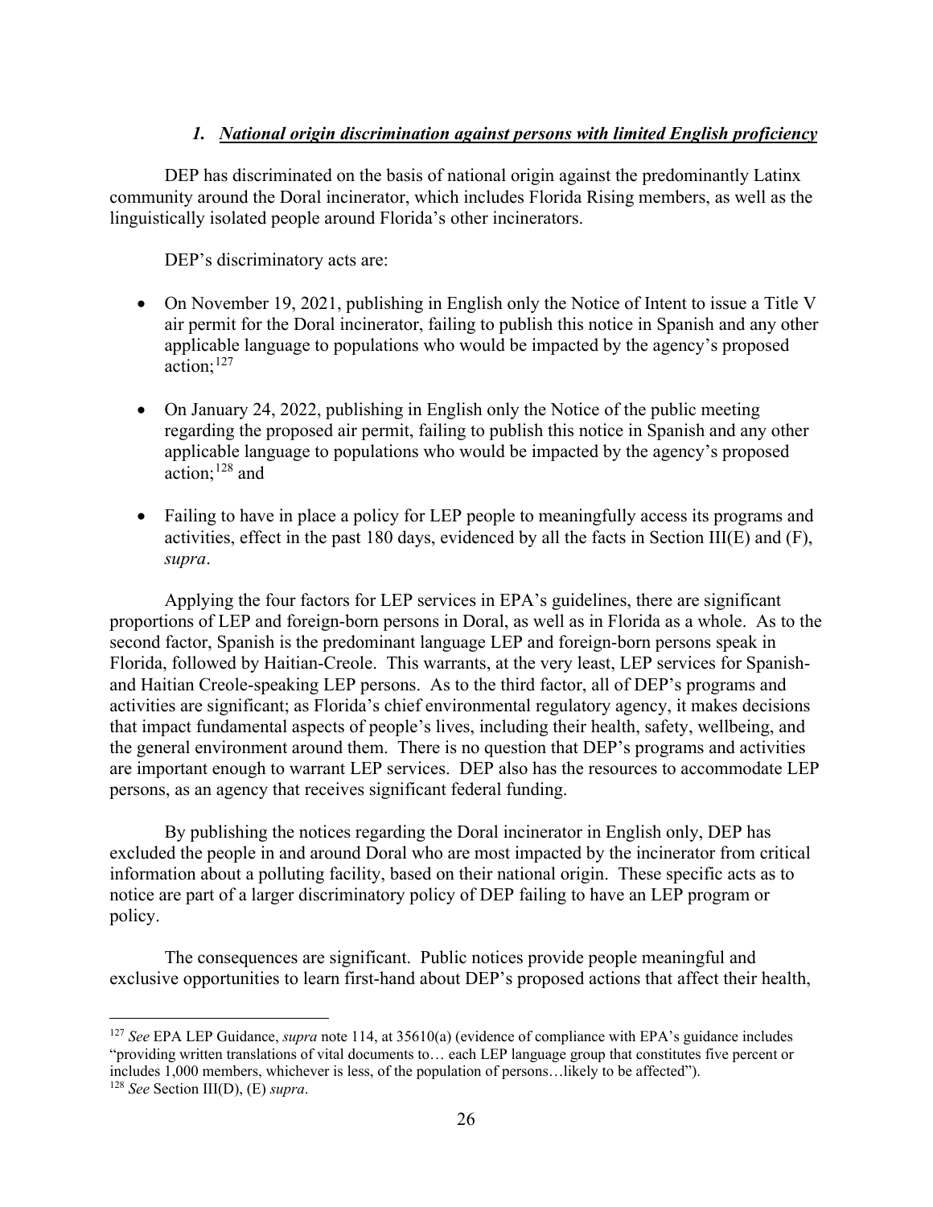### *1. National origin discrimination against persons with limited English proficiency*

DEP has discriminated on the basis of national origin against the predominantly Latinx community around the Doral incinerator, which includes Florida Rising members, as well as the linguistically isolated people around Florida's other incinerators.

DEP's discriminatory acts are:

- On November 19, 2021, publishing in English only the Notice of Intent to issue a Title V air permit for the Doral incinerator, failing to publish this notice in Spanish and any other applicable language to populations who would be impacted by the agency's proposed action;[127]
- On January 24, 2022, publishing in English only the Notice of the public meeting regarding the proposed air permit, failing to publish this notice in Spanish and any other applicable language to populations who would be impacted by the agency's proposed action;[128] and
- Failing to have in place a policy for LEP people to meaningfully access its programs and activities, effect in the past 180 days, evidenced by all the facts in Section III(E) and (F), *supra*.

Applying the four factors for LEP services in EPA's guidelines, there are significant proportions of LEP and foreign-born persons in Doral, as well as in Florida as a whole. As to the second factor, Spanish is the predominant language LEP and foreign-born persons speak in Florida, followed by Haitian-Creole. This warrants, at the very least, LEP services for Spanish- and Haitian Creole-speaking LEP persons. As to the third factor, all of DEP's programs and activities are significant; as Florida's chief environmental regulatory agency, it makes decisions that impact fundamental aspects of people's lives, including their health, safety, wellbeing, and the general environment around them. There is no question that DEP's programs and activities are important enough to warrant LEP services. DEP also has the resources to accommodate LEP persons, as an agency that receives significant federal funding.

By publishing the notices regarding the Doral incinerator in English only, DEP has excluded the people in and around Doral who are most impacted by the incinerator from critical information about a polluting facility, based on their national origin. These specific acts as to notice are part of a larger discriminatory policy of DEP failing to have an LEP program or policy.

The consequences are significant. Public notices provide people meaningful and exclusive opportunities to learn first-hand about DEP's proposed actions that affect their health,

---

[127] *See* EPA LEP Guidance, *supra* note 114, at 35610(a) (evidence of compliance with EPA's guidance includes "providing written translations of vital documents to… each LEP language group that constitutes five percent or includes 1,000 members, whichever is less, of the population of persons…likely to be affected").

[128] *See* Section III(D), (E) *supra*.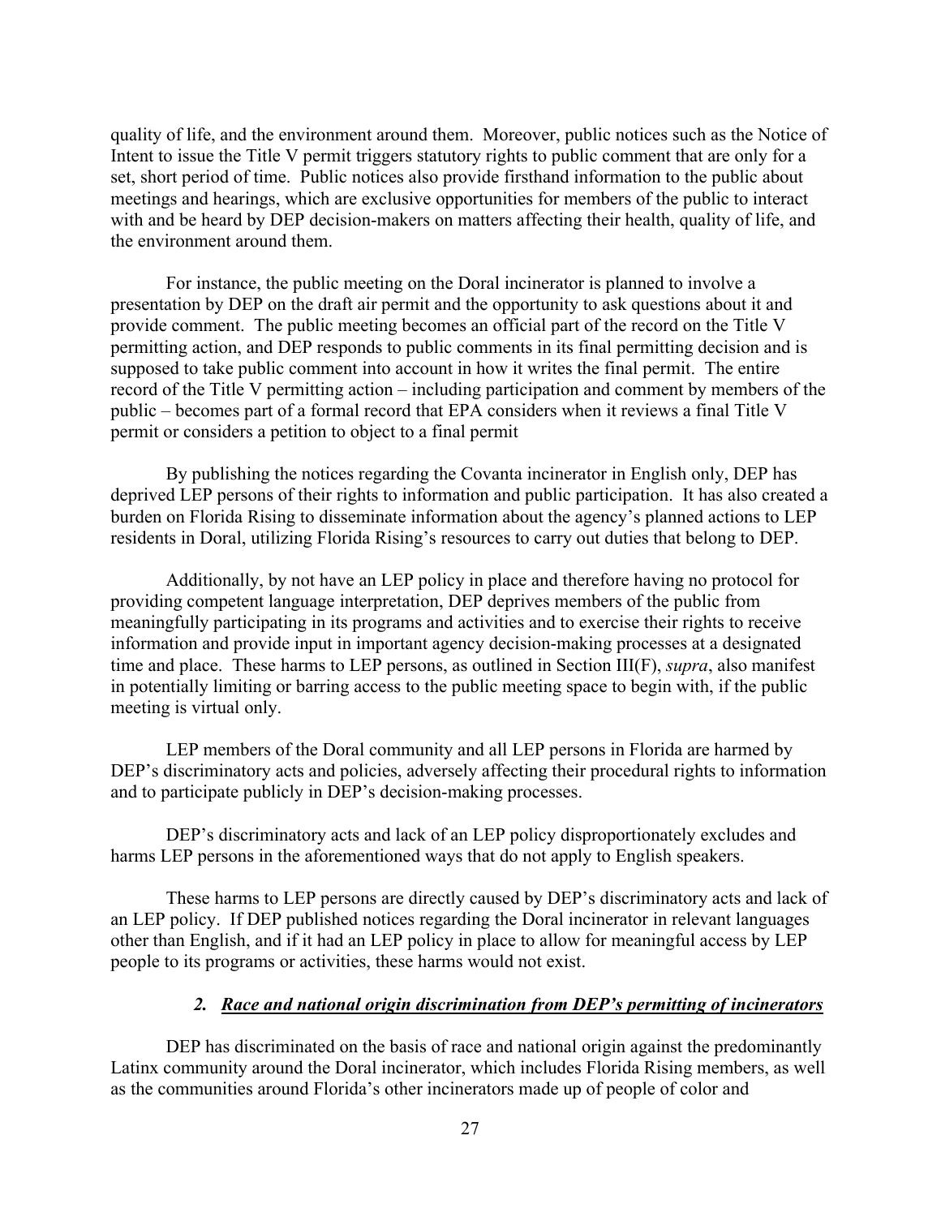quality of life, and the environment around them. Moreover, public notices such as the Notice of Intent to issue the Title V permit triggers statutory rights to public comment that are only for a set, short period of time. Public notices also provide firsthand information to the public about meetings and hearings, which are exclusive opportunities for members of the public to interact with and be heard by DEP decision-makers on matters affecting their health, quality of life, and the environment around them.

For instance, the public meeting on the Doral incinerator is planned to involve a presentation by DEP on the draft air permit and the opportunity to ask questions about it and provide comment. The public meeting becomes an official part of the record on the Title V permitting action, and DEP responds to public comments in its final permitting decision and is supposed to take public comment into account in how it writes the final permit. The entire record of the Title V permitting action – including participation and comment by members of the public – becomes part of a formal record that EPA considers when it reviews a final Title V permit or considers a petition to object to a final permit

By publishing the notices regarding the Covanta incinerator in English only, DEP has deprived LEP persons of their rights to information and public participation. It has also created a burden on Florida Rising to disseminate information about the agency's planned actions to LEP residents in Doral, utilizing Florida Rising's resources to carry out duties that belong to DEP.

Additionally, by not have an LEP policy in place and therefore having no protocol for providing competent language interpretation, DEP deprives members of the public from meaningfully participating in its programs and activities and to exercise their rights to receive information and provide input in important agency decision-making processes at a designated time and place. These harms to LEP persons, as outlined in Section III(F), *supra*, also manifest in potentially limiting or barring access to the public meeting space to begin with, if the public meeting is virtual only.

LEP members of the Doral community and all LEP persons in Florida are harmed by DEP's discriminatory acts and policies, adversely affecting their procedural rights to information and to participate publicly in DEP's decision-making processes.

DEP's discriminatory acts and lack of an LEP policy disproportionately excludes and harms LEP persons in the aforementioned ways that do not apply to English speakers.

These harms to LEP persons are directly caused by DEP's discriminatory acts and lack of an LEP policy. If DEP published notices regarding the Doral incinerator in relevant languages other than English, and if it had an LEP policy in place to allow for meaningful access by LEP people to its programs or activities, these harms would not exist.

#### *2. Race and national origin discrimination from DEP's permitting of incinerators*

DEP has discriminated on the basis of race and national origin against the predominantly Latinx community around the Doral incinerator, which includes Florida Rising members, as well as the communities around Florida's other incinerators made up of people of color and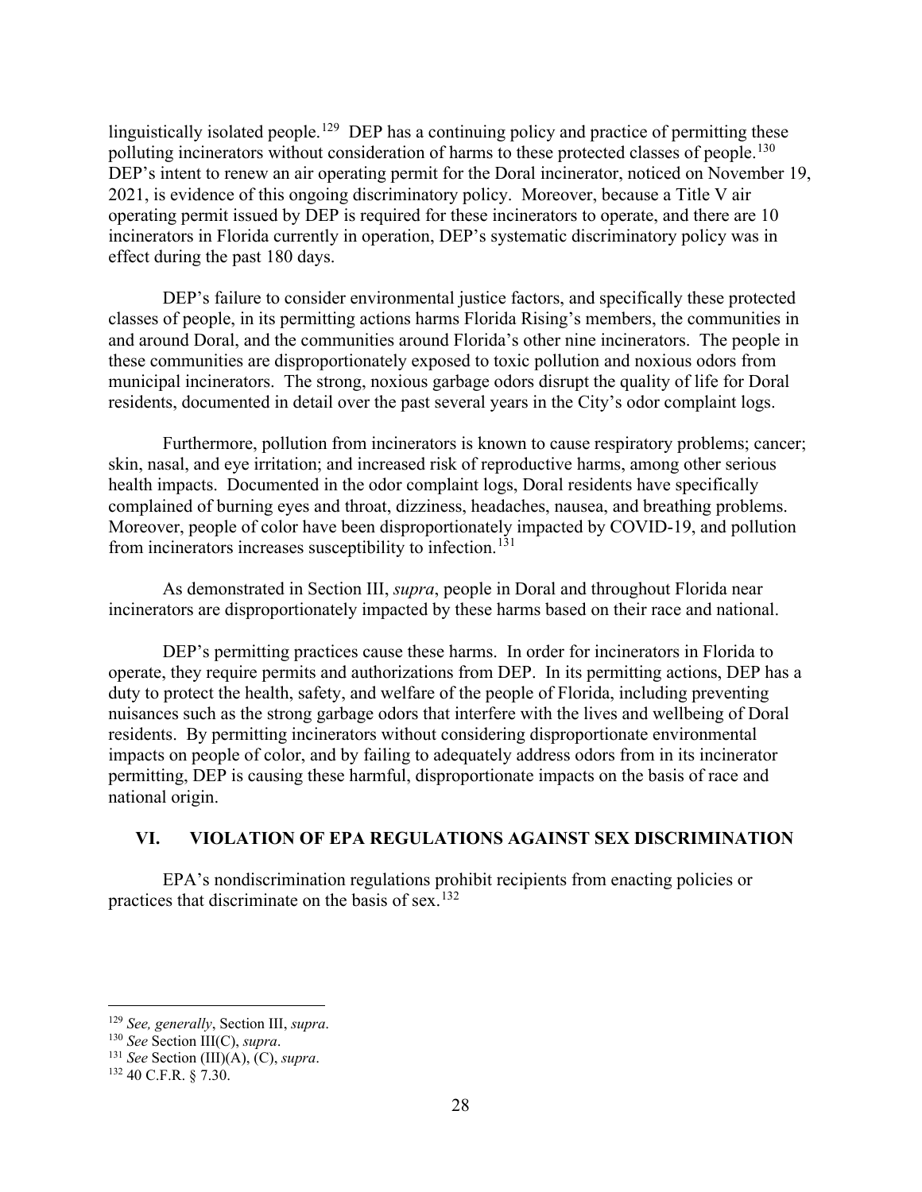linguistically isolated people.[129] DEP has a continuing policy and practice of permitting these polluting incinerators without consideration of harms to these protected classes of people.[130] DEP's intent to renew an air operating permit for the Doral incinerator, noticed on November 19, 2021, is evidence of this ongoing discriminatory policy. Moreover, because a Title V air operating permit issued by DEP is required for these incinerators to operate, and there are 10 incinerators in Florida currently in operation, DEP's systematic discriminatory policy was in effect during the past 180 days.

DEP's failure to consider environmental justice factors, and specifically these protected classes of people, in its permitting actions harms Florida Rising's members, the communities in and around Doral, and the communities around Florida's other nine incinerators. The people in these communities are disproportionately exposed to toxic pollution and noxious odors from municipal incinerators. The strong, noxious garbage odors disrupt the quality of life for Doral residents, documented in detail over the past several years in the City's odor complaint logs.

Furthermore, pollution from incinerators is known to cause respiratory problems; cancer; skin, nasal, and eye irritation; and increased risk of reproductive harms, among other serious health impacts. Documented in the odor complaint logs, Doral residents have specifically complained of burning eyes and throat, dizziness, headaches, nausea, and breathing problems. Moreover, people of color have been disproportionately impacted by COVID-19, and pollution from incinerators increases susceptibility to infection.[131]

As demonstrated in Section III, *supra*, people in Doral and throughout Florida near incinerators are disproportionately impacted by these harms based on their race and national.

DEP's permitting practices cause these harms. In order for incinerators in Florida to operate, they require permits and authorizations from DEP. In its permitting actions, DEP has a duty to protect the health, safety, and welfare of the people of Florida, including preventing nuisances such as the strong garbage odors that interfere with the lives and wellbeing of Doral residents. By permitting incinerators without considering disproportionate environmental impacts on people of color, and by failing to adequately address odors from in its incinerator permitting, DEP is causing these harmful, disproportionate impacts on the basis of race and national origin.

## VI. VIOLATION OF EPA REGULATIONS AGAINST SEX DISCRIMINATION

EPA's nondiscrimination regulations prohibit recipients from enacting policies or practices that discriminate on the basis of sex.[132]

---

[129] *See, generally*, Section III, *supra*.

[130] *See* Section III(C), *supra*.

[131] *See* Section (III)(A), (C), *supra*.

[132] 40 C.F.R. § 7.30.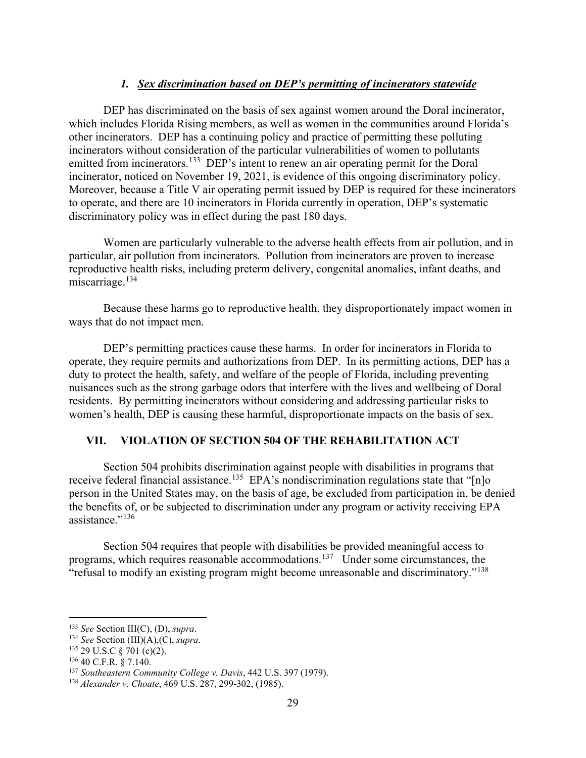### *1. Sex discrimination based on DEP's permitting of incinerators statewide*

DEP has discriminated on the basis of sex against women around the Doral incinerator, which includes Florida Rising members, as well as women in the communities around Florida's other incinerators. DEP has a continuing policy and practice of permitting these polluting incinerators without consideration of the particular vulnerabilities of women to pollutants emitted from incinerators.[133] DEP's intent to renew an air operating permit for the Doral incinerator, noticed on November 19, 2021, is evidence of this ongoing discriminatory policy. Moreover, because a Title V air operating permit issued by DEP is required for these incinerators to operate, and there are 10 incinerators in Florida currently in operation, DEP's systematic discriminatory policy was in effect during the past 180 days.

Women are particularly vulnerable to the adverse health effects from air pollution, and in particular, air pollution from incinerators. Pollution from incinerators are proven to increase reproductive health risks, including preterm delivery, congenital anomalies, infant deaths, and miscarriage.[134]

Because these harms go to reproductive health, they disproportionately impact women in ways that do not impact men.

DEP's permitting practices cause these harms. In order for incinerators in Florida to operate, they require permits and authorizations from DEP. In its permitting actions, DEP has a duty to protect the health, safety, and welfare of the people of Florida, including preventing nuisances such as the strong garbage odors that interfere with the lives and wellbeing of Doral residents. By permitting incinerators without considering and addressing particular risks to women's health, DEP is causing these harmful, disproportionate impacts on the basis of sex.

## VII. VIOLATION OF SECTION 504 OF THE REHABILITATION ACT

Section 504 prohibits discrimination against people with disabilities in programs that receive federal financial assistance.[135] EPA's nondiscrimination regulations state that "[n]o person in the United States may, on the basis of age, be excluded from participation in, be denied the benefits of, or be subjected to discrimination under any program or activity receiving EPA assistance."[136]

Section 504 requires that people with disabilities be provided meaningful access to programs, which requires reasonable accommodations.[137] Under some circumstances, the "refusal to modify an existing program might become unreasonable and discriminatory."[138]

---

[133] *See* Section III(C), (D), *supra*.

[134] *See* Section (III)(A),(C), *supra*.

[135] 29 U.S.C § 701 (c)(2).

[136] 40 C.F.R. § 7.140.

[137] *Southeastern Community College v. Davis*, 442 U.S. 397 (1979).

[138] *Alexander v. Choate*, 469 U.S. 287, 299-302, (1985).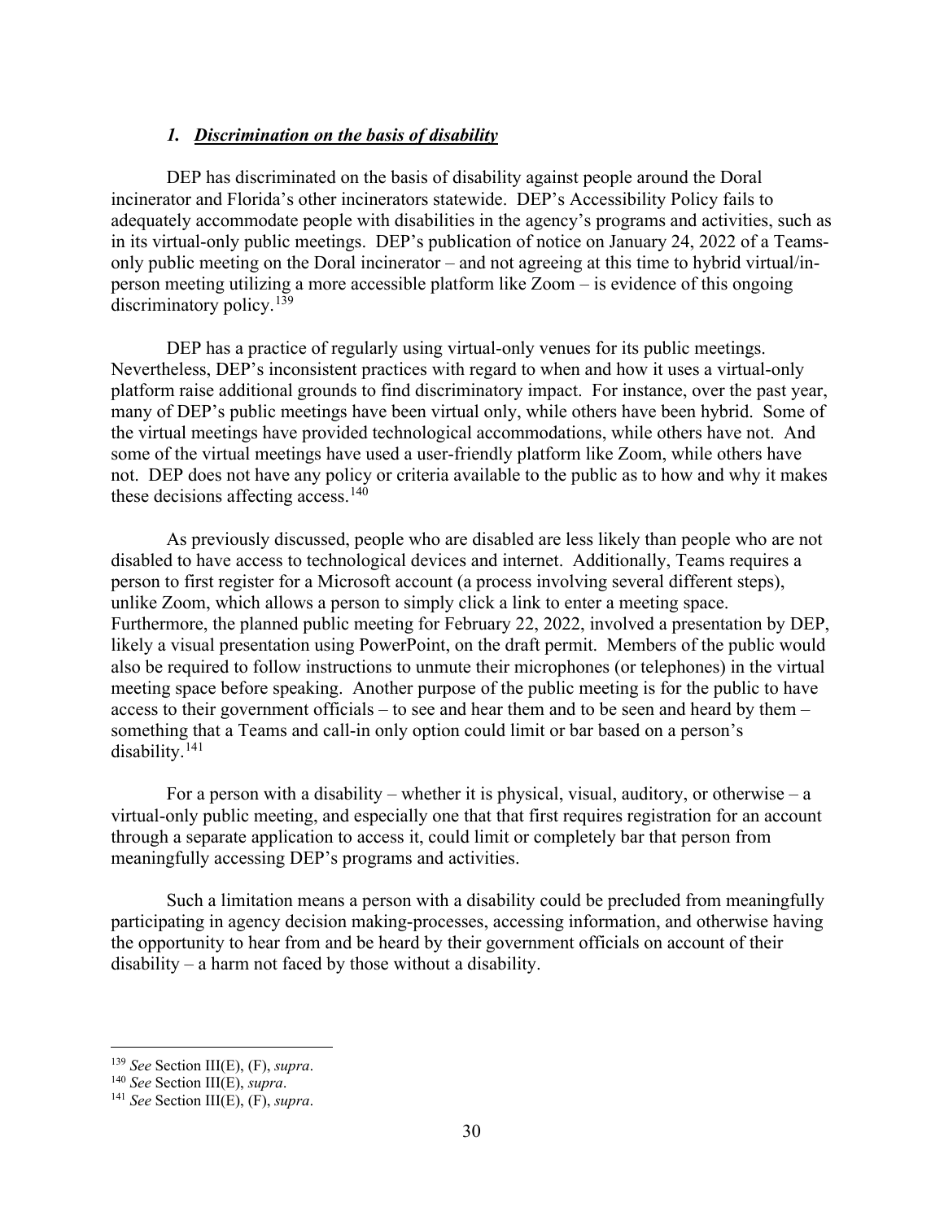### *1. Discrimination on the basis of disability*

DEP has discriminated on the basis of disability against people around the Doral incinerator and Florida's other incinerators statewide. DEP's Accessibility Policy fails to adequately accommodate people with disabilities in the agency's programs and activities, such as in its virtual-only public meetings. DEP's publication of notice on January 24, 2022 of a Teams-only public meeting on the Doral incinerator – and not agreeing at this time to hybrid virtual/in-person meeting utilizing a more accessible platform like Zoom – is evidence of this ongoing discriminatory policy.[139]

DEP has a practice of regularly using virtual-only venues for its public meetings. Nevertheless, DEP's inconsistent practices with regard to when and how it uses a virtual-only platform raise additional grounds to find discriminatory impact. For instance, over the past year, many of DEP's public meetings have been virtual only, while others have been hybrid. Some of the virtual meetings have provided technological accommodations, while others have not. And some of the virtual meetings have used a user-friendly platform like Zoom, while others have not. DEP does not have any policy or criteria available to the public as to how and why it makes these decisions affecting access.[140]

As previously discussed, people who are disabled are less likely than people who are not disabled to have access to technological devices and internet. Additionally, Teams requires a person to first register for a Microsoft account (a process involving several different steps), unlike Zoom, which allows a person to simply click a link to enter a meeting space. Furthermore, the planned public meeting for February 22, 2022, involved a presentation by DEP, likely a visual presentation using PowerPoint, on the draft permit. Members of the public would also be required to follow instructions to unmute their microphones (or telephones) in the virtual meeting space before speaking. Another purpose of the public meeting is for the public to have access to their government officials – to see and hear them and to be seen and heard by them – something that a Teams and call-in only option could limit or bar based on a person's disability.[141]

For a person with a disability – whether it is physical, visual, auditory, or otherwise – a virtual-only public meeting, and especially one that that first requires registration for an account through a separate application to access it, could limit or completely bar that person from meaningfully accessing DEP's programs and activities.

Such a limitation means a person with a disability could be precluded from meaningfully participating in agency decision making-processes, accessing information, and otherwise having the opportunity to hear from and be heard by their government officials on account of their disability – a harm not faced by those without a disability.

---

[139] *See* Section III(E), (F), *supra*.

[140] *See* Section III(E), *supra*.

[141] *See* Section III(E), (F), *supra*.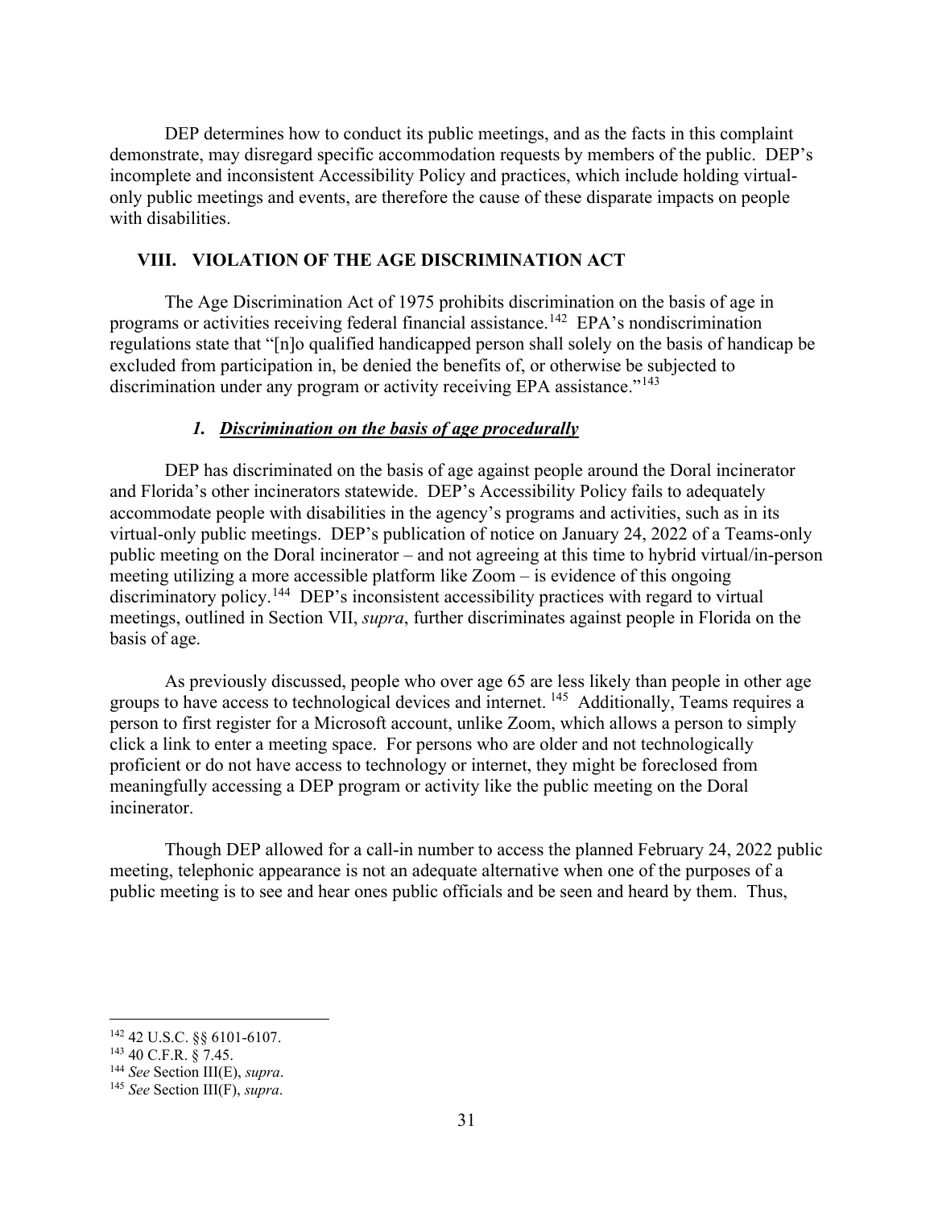DEP determines how to conduct its public meetings, and as the facts in this complaint demonstrate, may disregard specific accommodation requests by members of the public. DEP's incomplete and inconsistent Accessibility Policy and practices, which include holding virtual-only public meetings and events, are therefore the cause of these disparate impacts on people with disabilities.

## VIII. VIOLATION OF THE AGE DISCRIMINATION ACT

The Age Discrimination Act of 1975 prohibits discrimination on the basis of age in programs or activities receiving federal financial assistance.[142] EPA's nondiscrimination regulations state that "[n]o qualified handicapped person shall solely on the basis of handicap be excluded from participation in, be denied the benefits of, or otherwise be subjected to discrimination under any program or activity receiving EPA assistance."[143]

### *1. Discrimination on the basis of age procedurally*

DEP has discriminated on the basis of age against people around the Doral incinerator and Florida's other incinerators statewide. DEP's Accessibility Policy fails to adequately accommodate people with disabilities in the agency's programs and activities, such as in its virtual-only public meetings. DEP's publication of notice on January 24, 2022 of a Teams-only public meeting on the Doral incinerator – and not agreeing at this time to hybrid virtual/in-person meeting utilizing a more accessible platform like Zoom – is evidence of this ongoing discriminatory policy.[144] DEP's inconsistent accessibility practices with regard to virtual meetings, outlined in Section VII, *supra*, further discriminates against people in Florida on the basis of age.

As previously discussed, people who over age 65 are less likely than people in other age groups to have access to technological devices and internet. [145] Additionally, Teams requires a person to first register for a Microsoft account, unlike Zoom, which allows a person to simply click a link to enter a meeting space. For persons who are older and not technologically proficient or do not have access to technology or internet, they might be foreclosed from meaningfully accessing a DEP program or activity like the public meeting on the Doral incinerator.

Though DEP allowed for a call-in number to access the planned February 24, 2022 public meeting, telephonic appearance is not an adequate alternative when one of the purposes of a public meeting is to see and hear ones public officials and be seen and heard by them. Thus,

---

[142] 42 U.S.C. §§ 6101-6107.

[143] 40 C.F.R. § 7.45.

[144] *See* Section III(E), *supra*.

[145] *See* Section III(F), *supra*.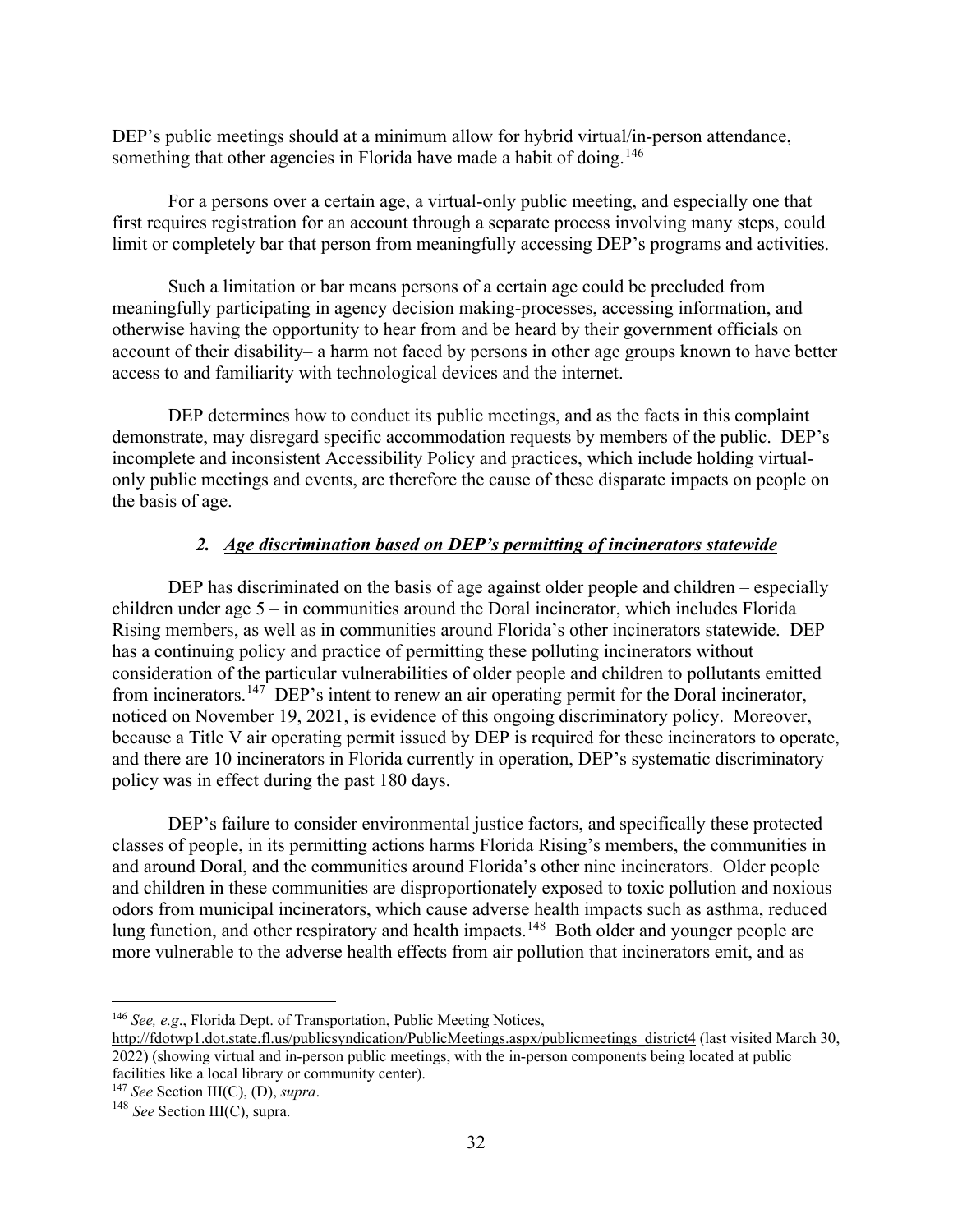DEP's public meetings should at a minimum allow for hybrid virtual/in-person attendance, something that other agencies in Florida have made a habit of doing.[146]

For a persons over a certain age, a virtual-only public meeting, and especially one that first requires registration for an account through a separate process involving many steps, could limit or completely bar that person from meaningfully accessing DEP's programs and activities.

Such a limitation or bar means persons of a certain age could be precluded from meaningfully participating in agency decision making-processes, accessing information, and otherwise having the opportunity to hear from and be heard by their government officials on account of their disability– a harm not faced by persons in other age groups known to have better access to and familiarity with technological devices and the internet.

DEP determines how to conduct its public meetings, and as the facts in this complaint demonstrate, may disregard specific accommodation requests by members of the public. DEP's incomplete and inconsistent Accessibility Policy and practices, which include holding virtual-only public meetings and events, are therefore the cause of these disparate impacts on people on the basis of age.

### *2. Age discrimination based on DEP's permitting of incinerators statewide*

DEP has discriminated on the basis of age against older people and children – especially children under age 5 – in communities around the Doral incinerator, which includes Florida Rising members, as well as in communities around Florida's other incinerators statewide. DEP has a continuing policy and practice of permitting these polluting incinerators without consideration of the particular vulnerabilities of older people and children to pollutants emitted from incinerators.[147] DEP's intent to renew an air operating permit for the Doral incinerator, noticed on November 19, 2021, is evidence of this ongoing discriminatory policy. Moreover, because a Title V air operating permit issued by DEP is required for these incinerators to operate, and there are 10 incinerators in Florida currently in operation, DEP's systematic discriminatory policy was in effect during the past 180 days.

DEP's failure to consider environmental justice factors, and specifically these protected classes of people, in its permitting actions harms Florida Rising's members, the communities in and around Doral, and the communities around Florida's other nine incinerators. Older people and children in these communities are disproportionately exposed to toxic pollution and noxious odors from municipal incinerators, which cause adverse health impacts such as asthma, reduced lung function, and other respiratory and health impacts.[148] Both older and younger people are more vulnerable to the adverse health effects from air pollution that incinerators emit, and as

---

[146] *See, e.g*., Florida Dept. of Transportation, Public Meeting Notices, http://fdotwp1.dot.state.fl.us/publicsyndication/PublicMeetings.aspx/publicmeetings_district4 (last visited March 30, 2022) (showing virtual and in-person public meetings, with the in-person components being located at public facilities like a local library or community center).

[147] *See* Section III(C), (D), *supra*.

[148] *See* Section III(C), supra.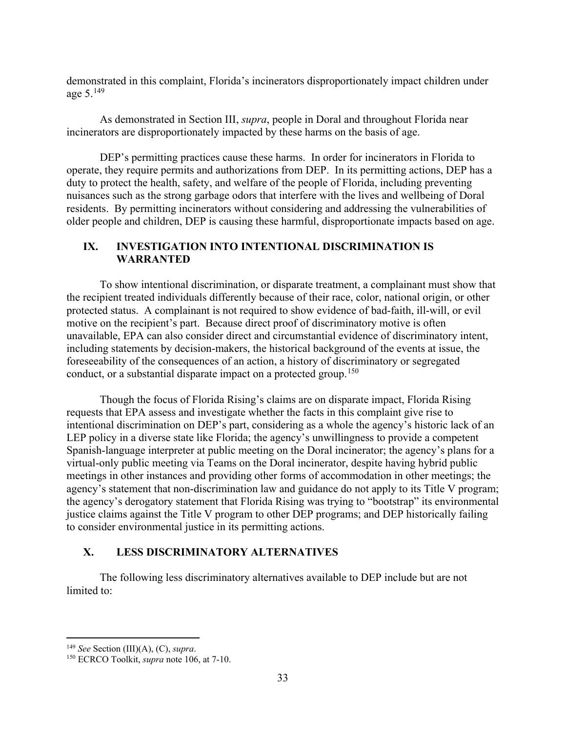demonstrated in this complaint, Florida's incinerators disproportionately impact children under age 5.[149]

As demonstrated in Section III, *supra*, people in Doral and throughout Florida near incinerators are disproportionately impacted by these harms on the basis of age.

DEP's permitting practices cause these harms. In order for incinerators in Florida to operate, they require permits and authorizations from DEP. In its permitting actions, DEP has a duty to protect the health, safety, and welfare of the people of Florida, including preventing nuisances such as the strong garbage odors that interfere with the lives and wellbeing of Doral residents. By permitting incinerators without considering and addressing the vulnerabilities of older people and children, DEP is causing these harmful, disproportionate impacts based on age.

## IX. INVESTIGATION INTO INTENTIONAL DISCRIMINATION IS WARRANTED

To show intentional discrimination, or disparate treatment, a complainant must show that the recipient treated individuals differently because of their race, color, national origin, or other protected status. A complainant is not required to show evidence of bad-faith, ill-will, or evil motive on the recipient's part. Because direct proof of discriminatory motive is often unavailable, EPA can also consider direct and circumstantial evidence of discriminatory intent, including statements by decision-makers, the historical background of the events at issue, the foreseeability of the consequences of an action, a history of discriminatory or segregated conduct, or a substantial disparate impact on a protected group.[150]

Though the focus of Florida Rising's claims are on disparate impact, Florida Rising requests that EPA assess and investigate whether the facts in this complaint give rise to intentional discrimination on DEP's part, considering as a whole the agency's historic lack of an LEP policy in a diverse state like Florida; the agency's unwillingness to provide a competent Spanish-language interpreter at public meeting on the Doral incinerator; the agency's plans for a virtual-only public meeting via Teams on the Doral incinerator, despite having hybrid public meetings in other instances and providing other forms of accommodation in other meetings; the agency's statement that non-discrimination law and guidance do not apply to its Title V program; the agency's derogatory statement that Florida Rising was trying to "bootstrap" its environmental justice claims against the Title V program to other DEP programs; and DEP historically failing to consider environmental justice in its permitting actions.

## X. LESS DISCRIMINATORY ALTERNATIVES

The following less discriminatory alternatives available to DEP include but are not limited to:

---

[149] *See* Section (III)(A), (C), *supra*.

[150] ECRCO Toolkit, *supra* note 106, at 7-10.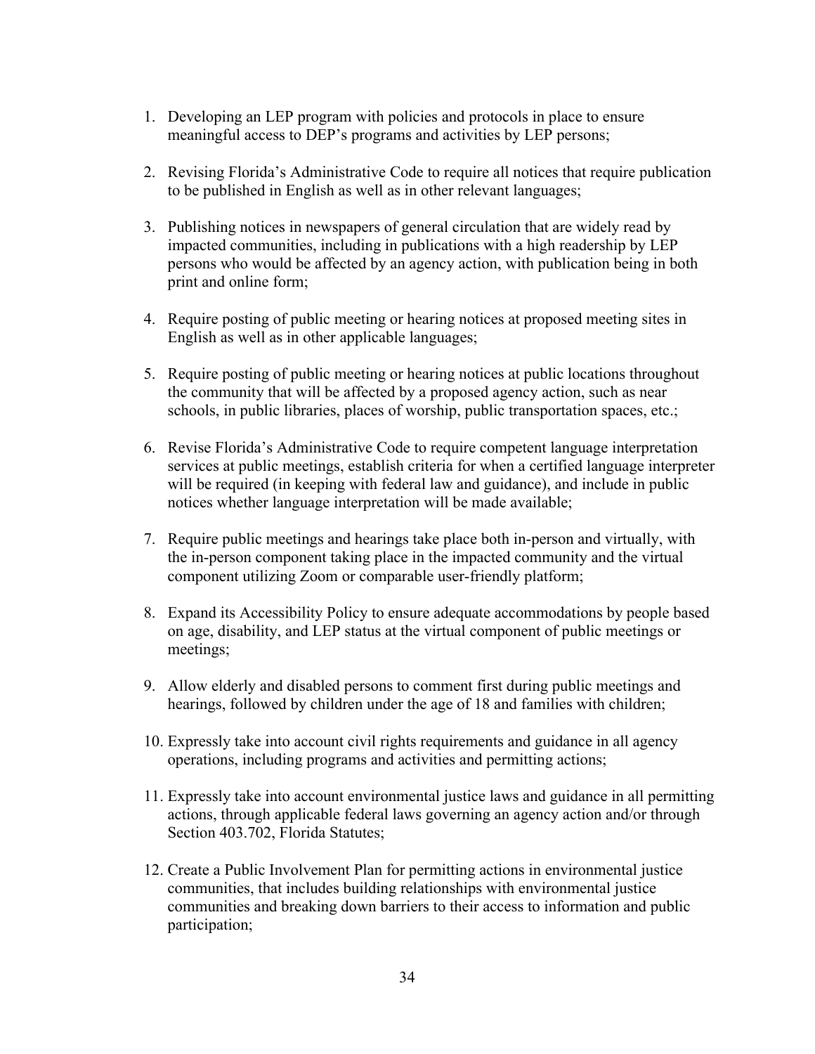1. Developing an LEP program with policies and protocols in place to ensure meaningful access to DEP's programs and activities by LEP persons;

2. Revising Florida's Administrative Code to require all notices that require publication to be published in English as well as in other relevant languages;

3. Publishing notices in newspapers of general circulation that are widely read by impacted communities, including in publications with a high readership by LEP persons who would be affected by an agency action, with publication being in both print and online form;

4. Require posting of public meeting or hearing notices at proposed meeting sites in English as well as in other applicable languages;

5. Require posting of public meeting or hearing notices at public locations throughout the community that will be affected by a proposed agency action, such as near schools, in public libraries, places of worship, public transportation spaces, etc.;

6. Revise Florida's Administrative Code to require competent language interpretation services at public meetings, establish criteria for when a certified language interpreter will be required (in keeping with federal law and guidance), and include in public notices whether language interpretation will be made available;

7. Require public meetings and hearings take place both in-person and virtually, with the in-person component taking place in the impacted community and the virtual component utilizing Zoom or comparable user-friendly platform;

8. Expand its Accessibility Policy to ensure adequate accommodations by people based on age, disability, and LEP status at the virtual component of public meetings or meetings;

9. Allow elderly and disabled persons to comment first during public meetings and hearings, followed by children under the age of 18 and families with children;

10. Expressly take into account civil rights requirements and guidance in all agency operations, including programs and activities and permitting actions;

11. Expressly take into account environmental justice laws and guidance in all permitting actions, through applicable federal laws governing an agency action and/or through Section 403.702, Florida Statutes;

12. Create a Public Involvement Plan for permitting actions in environmental justice communities, that includes building relationships with environmental justice communities and breaking down barriers to their access to information and public participation;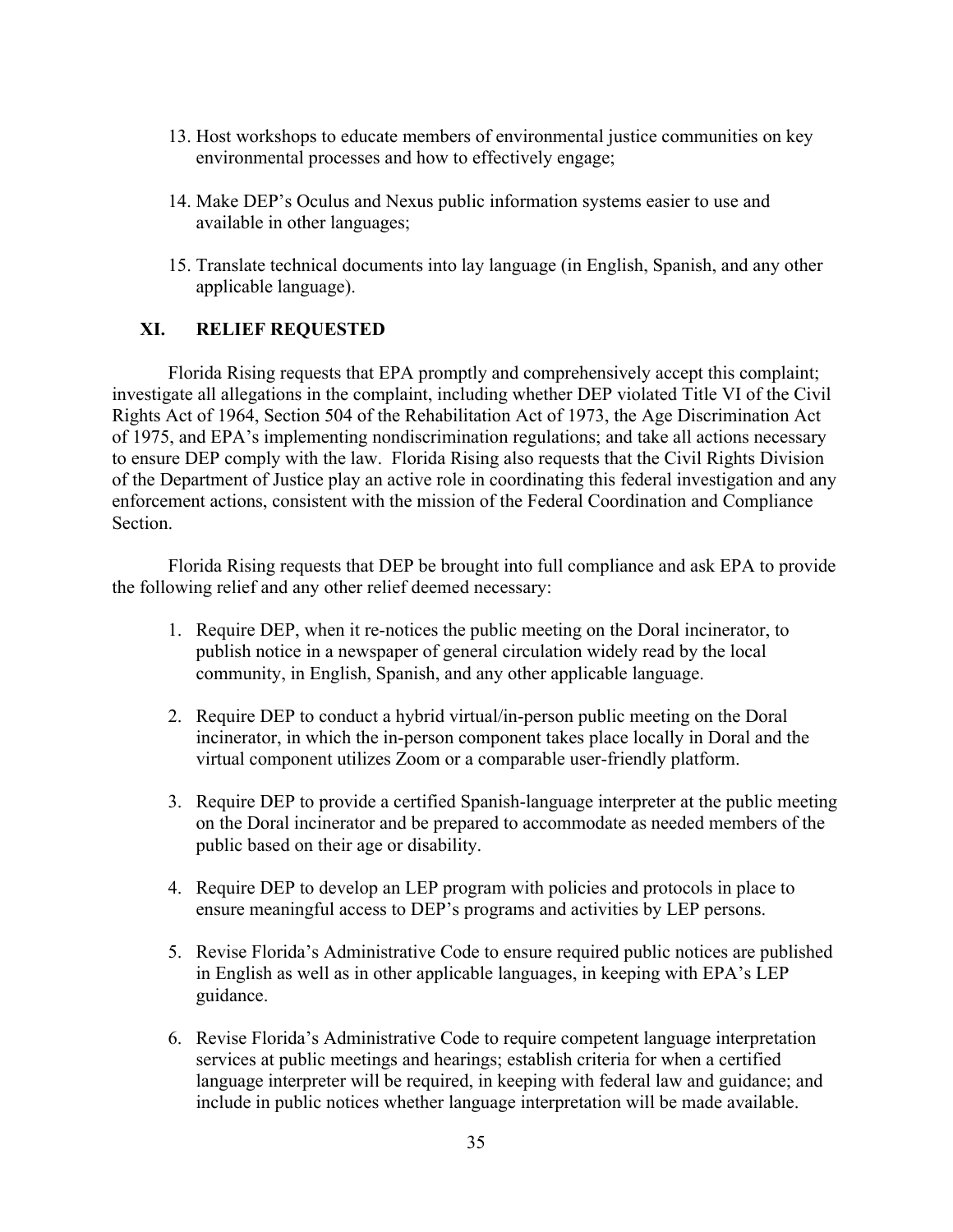13. Host workshops to educate members of environmental justice communities on key environmental processes and how to effectively engage;

14. Make DEP's Oculus and Nexus public information systems easier to use and available in other languages;

15. Translate technical documents into lay language (in English, Spanish, and any other applicable language).

## XI. RELIEF REQUESTED

Florida Rising requests that EPA promptly and comprehensively accept this complaint; investigate all allegations in the complaint, including whether DEP violated Title VI of the Civil Rights Act of 1964, Section 504 of the Rehabilitation Act of 1973, the Age Discrimination Act of 1975, and EPA's implementing nondiscrimination regulations; and take all actions necessary to ensure DEP comply with the law. Florida Rising also requests that the Civil Rights Division of the Department of Justice play an active role in coordinating this federal investigation and any enforcement actions, consistent with the mission of the Federal Coordination and Compliance Section.

Florida Rising requests that DEP be brought into full compliance and ask EPA to provide the following relief and any other relief deemed necessary:

1. Require DEP, when it re-notices the public meeting on the Doral incinerator, to publish notice in a newspaper of general circulation widely read by the local community, in English, Spanish, and any other applicable language.

2. Require DEP to conduct a hybrid virtual/in-person public meeting on the Doral incinerator, in which the in-person component takes place locally in Doral and the virtual component utilizes Zoom or a comparable user-friendly platform.

3. Require DEP to provide a certified Spanish-language interpreter at the public meeting on the Doral incinerator and be prepared to accommodate as needed members of the public based on their age or disability.

4. Require DEP to develop an LEP program with policies and protocols in place to ensure meaningful access to DEP's programs and activities by LEP persons.

5. Revise Florida's Administrative Code to ensure required public notices are published in English as well as in other applicable languages, in keeping with EPA's LEP guidance.

6. Revise Florida's Administrative Code to require competent language interpretation services at public meetings and hearings; establish criteria for when a certified language interpreter will be required, in keeping with federal law and guidance; and include in public notices whether language interpretation will be made available.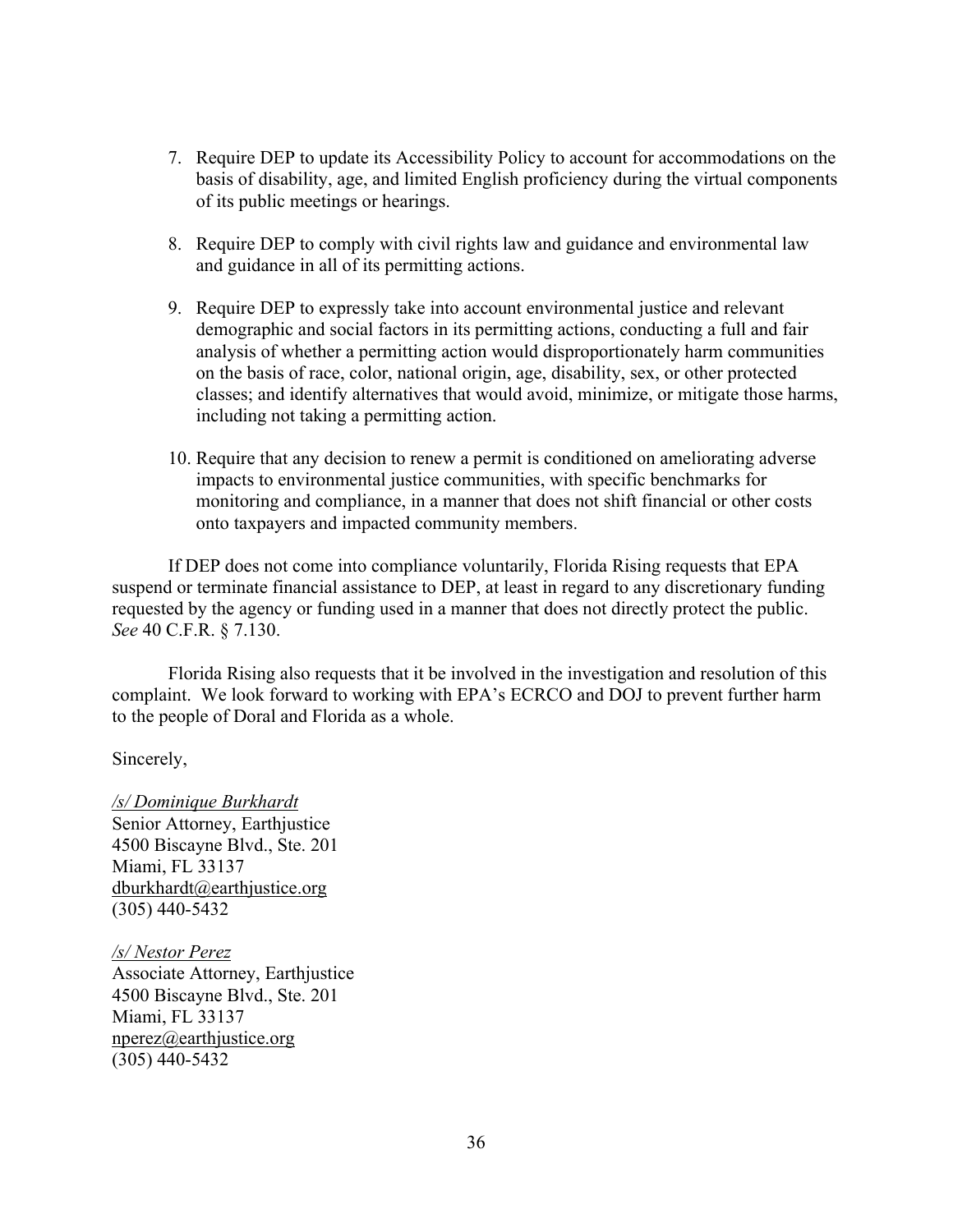7. Require DEP to update its Accessibility Policy to account for accommodations on the basis of disability, age, and limited English proficiency during the virtual components of its public meetings or hearings.

8. Require DEP to comply with civil rights law and guidance and environmental law and guidance in all of its permitting actions.

9. Require DEP to expressly take into account environmental justice and relevant demographic and social factors in its permitting actions, conducting a full and fair analysis of whether a permitting action would disproportionately harm communities on the basis of race, color, national origin, age, disability, sex, or other protected classes; and identify alternatives that would avoid, minimize, or mitigate those harms, including not taking a permitting action.

10. Require that any decision to renew a permit is conditioned on ameliorating adverse impacts to environmental justice communities, with specific benchmarks for monitoring and compliance, in a manner that does not shift financial or other costs onto taxpayers and impacted community members.

If DEP does not come into compliance voluntarily, Florida Rising requests that EPA suspend or terminate financial assistance to DEP, at least in regard to any discretionary funding requested by the agency or funding used in a manner that does not directly protect the public. *See* 40 C.F.R. § 7.130.

Florida Rising also requests that it be involved in the investigation and resolution of this complaint. We look forward to working with EPA's ECRCO and DOJ to prevent further harm to the people of Doral and Florida as a whole.

Sincerely,

*/s/ Dominique Burkhardt*
Senior Attorney, Earthjustice
4500 Biscayne Blvd., Ste. 201
Miami, FL 33137
dburkhardt@earthjustice.org
(305) 440-5432

*/s/ Nestor Perez*
Associate Attorney, Earthjustice
4500 Biscayne Blvd., Ste. 201
Miami, FL 33137
nperez@earthjustice.org
(305) 440-5432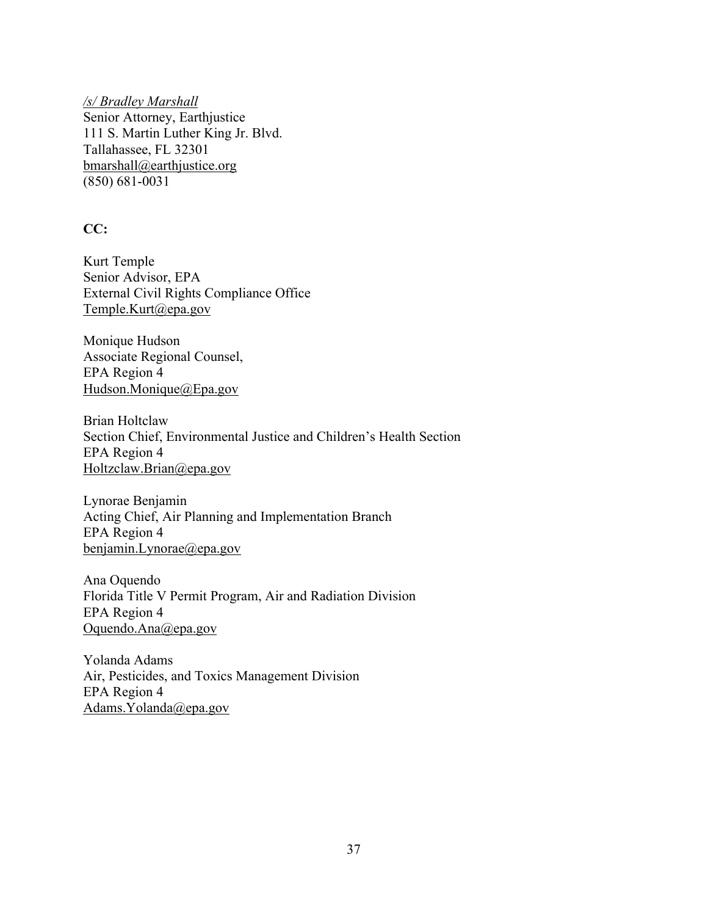*/s/ Bradley Marshall*
Senior Attorney, Earthjustice
111 S. Martin Luther King Jr. Blvd.
Tallahassee, FL 32301
bmarshall@earthjustice.org
(850) 681-0031

**CC:**

Kurt Temple
Senior Advisor, EPA
External Civil Rights Compliance Office
Temple.Kurt@epa.gov

Monique Hudson
Associate Regional Counsel,
EPA Region 4
Hudson.Monique@Epa.gov

Brian Holtclaw
Section Chief, Environmental Justice and Children's Health Section
EPA Region 4
Holtzclaw.Brian@epa.gov

Lynorae Benjamin
Acting Chief, Air Planning and Implementation Branch
EPA Region 4
benjamin.Lynorae@epa.gov

Ana Oquendo
Florida Title V Permit Program, Air and Radiation Division
EPA Region 4
Oquendo.Ana@epa.gov

Yolanda Adams
Air, Pesticides, and Toxics Management Division
EPA Region 4
Adams.Yolanda@epa.gov